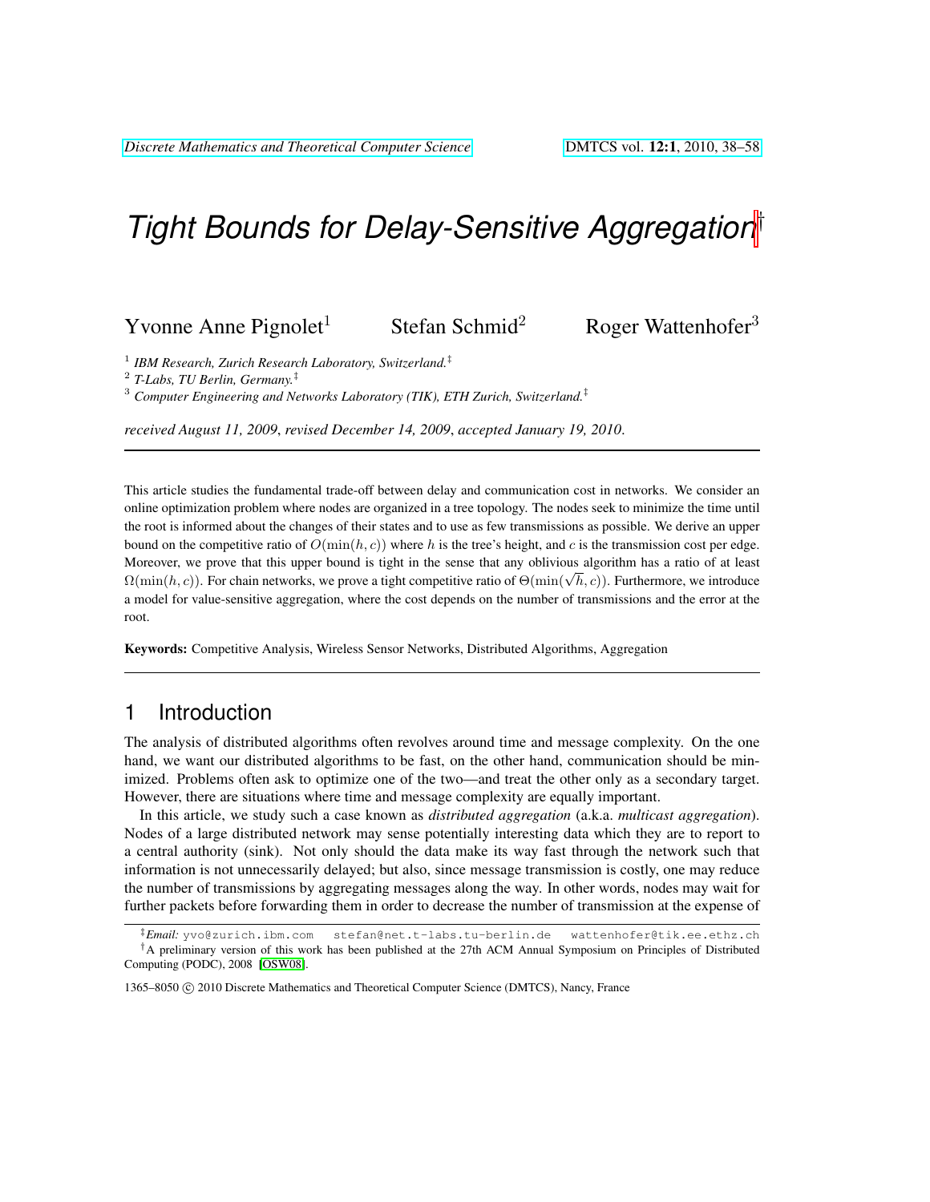# *Tight Bounds for Delay-Sensitive Aggregation*[†]

Yvonne Anne Pignolet[1] Stefan Schmid[2] Roger Wattenhofer[3]

[1] *IBM Research, Zurich Research Laboratory, Switzerland.*[‡]

[2] *T-Labs, TU Berlin, Germany.*[‡]

[3] *Computer Engineering and Networks Laboratory (TIK), ETH Zurich, Switzerland.*[‡]

*received August 11, 2009*, *revised December 14, 2009*, *accepted January 19, 2010*.

---

This article studies the fundamental trade-off between delay and communication cost in networks. We consider an online optimization problem where nodes are organized in a tree topology. The nodes seek to minimize the time until the root is informed about the changes of their states and to use as few transmissions as possible. We derive an upper bound on the competitive ratio of $O(\min(h, c))$ where $h$ is the tree's height, and $c$ is the transmission cost per edge. Moreover, we prove that this upper bound is tight in the sense that any oblivious algorithm has a ratio of at least $\Omega(\min(h, c))$. For chain networks, we prove a tight competitive ratio of $\Theta(\min(\sqrt{h}, c))$. Furthermore, we introduce a model for value-sensitive aggregation, where the cost depends on the number of transmissions and the error at the root.

**Keywords:** Competitive Analysis, Wireless Sensor Networks, Distributed Algorithms, Aggregation

---

## 1 Introduction

The analysis of distributed algorithms often revolves around time and message complexity. On the one hand, we want our distributed algorithms to be fast, on the other hand, communication should be minimized. Problems often ask to optimize one of the two—and treat the other only as a secondary target. However, there are situations where time and message complexity are equally important.

In this article, we study such a case known as *distributed aggregation* (a.k.a. *multicast aggregation*). Nodes of a large distributed network may sense potentially interesting data which they are to report to a central authority (sink). Not only should the data make its way fast through the network such that information is not unnecessarily delayed; but also, since message transmission is costly, one may reduce the number of transmissions by aggregating messages along the way. In other words, nodes may wait for further packets before forwarding them in order to decrease the number of transmission at the expense of

[‡]*Email:* yvo@zurich.ibm.com stefan@net.t-labs.tu-berlin.de wattenhofer@tik.ee.ethz.ch

[†]A preliminary version of this work has been published at the 27th ACM Annual Symposium on Principles of Distributed Computing (PODC), 2008 [OSW08].

1365–8050 © 2010 Discrete Mathematics and Theoretical Computer Science (DMTCS), Nancy, France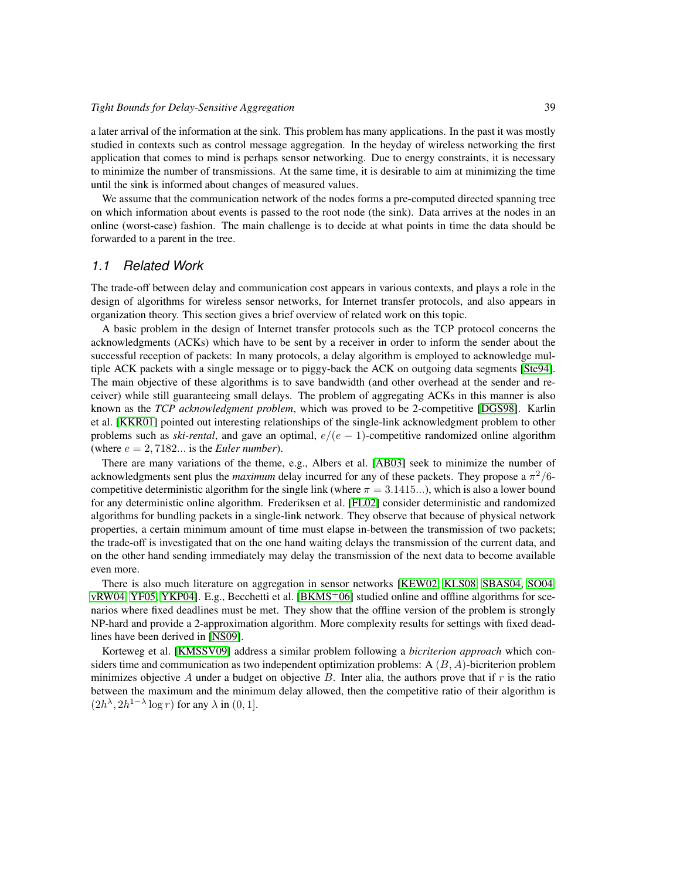a later arrival of the information at the sink. This problem has many applications. In the past it was mostly studied in contexts such as control message aggregation. In the heyday of wireless networking the first application that comes to mind is perhaps sensor networking. Due to energy constraints, it is necessary to minimize the number of transmissions. At the same time, it is desirable to aim at minimizing the time until the sink is informed about changes of measured values.

We assume that the communication network of the nodes forms a pre-computed directed spanning tree on which information about events is passed to the root node (the sink). Data arrives at the nodes in an online (worst-case) fashion. The main challenge is to decide at what points in time the data should be forwarded to a parent in the tree.

### 1.1 Related Work

The trade-off between delay and communication cost appears in various contexts, and plays a role in the design of algorithms for wireless sensor networks, for Internet transfer protocols, and also appears in organization theory. This section gives a brief overview of related work on this topic.

A basic problem in the design of Internet transfer protocols such as the TCP protocol concerns the acknowledgments (ACKs) which have to be sent by a receiver in order to inform the sender about the successful reception of packets: In many protocols, a delay algorithm is employed to acknowledge multiple ACK packets with a single message or to piggy-back the ACK on outgoing data segments [Ste94]. The main objective of these algorithms is to save bandwidth (and other overhead at the sender and receiver) while still guaranteeing small delays. The problem of aggregating ACKs in this manner is also known as the *TCP acknowledgment problem*, which was proved to be 2-competitive [DGS98]. Karlin et al. [KKR01] pointed out interesting relationships of the single-link acknowledgment problem to other problems such as *ski-rental*, and gave an optimal, $e/(e-1)$-competitive randomized online algorithm (where $e = 2,7182...$ is the *Euler number*).

There are many variations of the theme, e.g., Albers et al. [AB03] seek to minimize the number of acknowledgments sent plus the *maximum* delay incurred for any of these packets. They propose a $\pi^2/6$-competitive deterministic algorithm for the single link (where $\pi = 3.1415...$), which is also a lower bound for any deterministic online algorithm. Frederiksen et al. [FL02] consider deterministic and randomized algorithms for bundling packets in a single-link network. They observe that because of physical network properties, a certain minimum amount of time must elapse in-between the transmission of two packets; the trade-off is investigated that on the one hand waiting delays the transmission of the current data, and on the other hand sending immediately may delay the transmission of the next data to become available even more.

There is also much literature on aggregation in sensor networks [KEW02, KLS08, SBAS04, SO04, vRW04, YF05, YKP04]. E.g., Becchetti et al. [BKMS+06] studied online and offline algorithms for scenarios where fixed deadlines must be met. They show that the offline version of the problem is strongly NP-hard and provide a 2-approximation algorithm. More complexity results for settings with fixed deadlines have been derived in [NS09].

Korteweg et al. [KMSSV09] address a similar problem following a *bicriterion approach* which considers time and communication as two independent optimization problems: A $(B, A)$-bicriterion problem minimizes objective $A$ under a budget on objective $B$. Inter alia, the authors prove that if $r$ is the ratio between the maximum and the minimum delay allowed, then the competitive ratio of their algorithm is $(2h^{\lambda}, 2h^{1-\lambda} \log r)$ for any $\lambda$ in $(0, 1]$.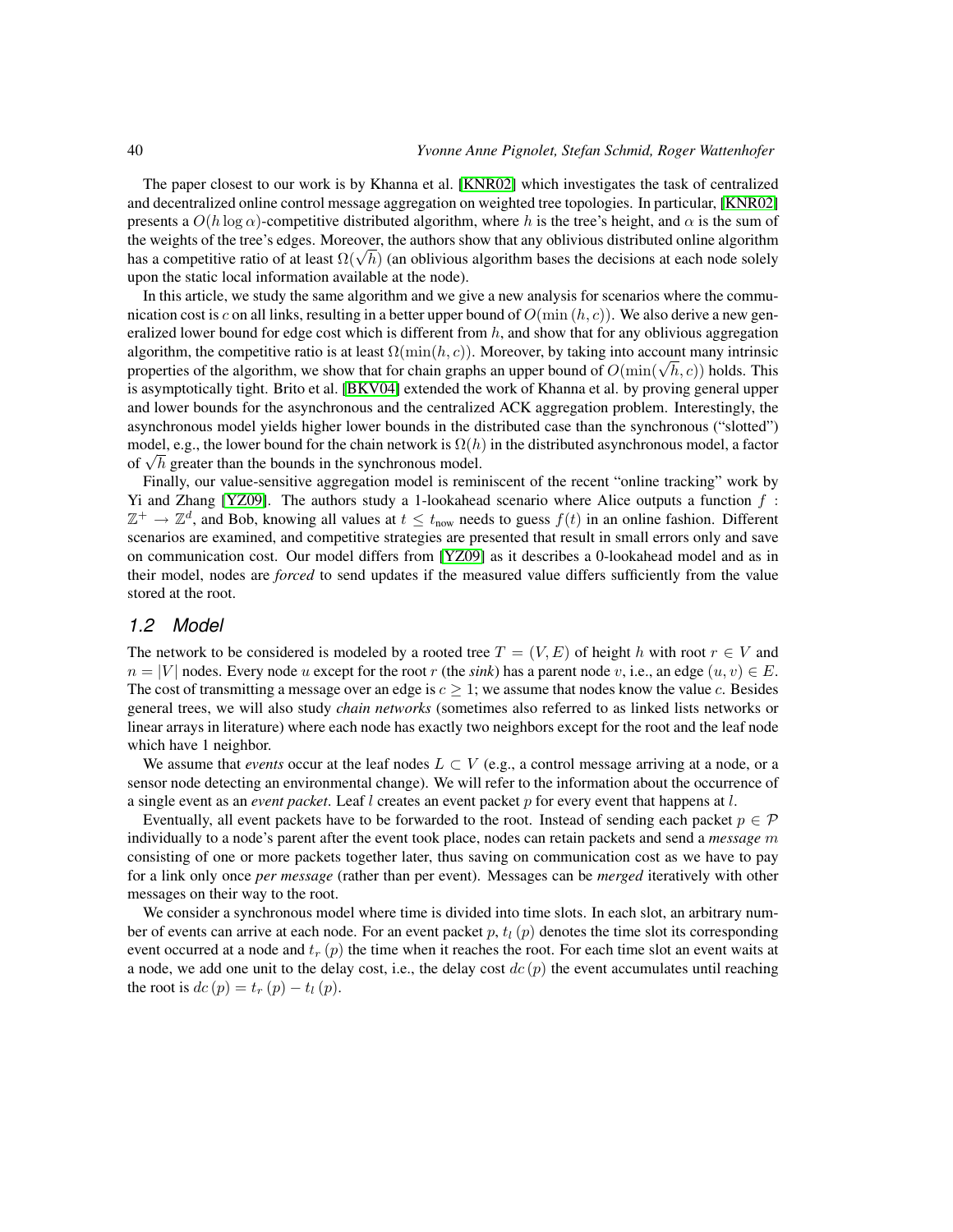The paper closest to our work is by Khanna et al. [KNR02] which investigates the task of centralized and decentralized online control message aggregation on weighted tree topologies. In particular, [KNR02] presents a $O(h \log \alpha)$-competitive distributed algorithm, where $h$ is the tree's height, and $\alpha$ is the sum of the weights of the tree's edges. Moreover, the authors show that any oblivious distributed online algorithm has a competitive ratio of at least $\Omega(\sqrt{h})$ (an oblivious algorithm bases the decisions at each node solely upon the static local information available at the node).

In this article, we study the same algorithm and we give a new analysis for scenarios where the communication cost is $c$ on all links, resulting in a better upper bound of $O(\min(h, c))$. We also derive a new generalized lower bound for edge cost which is different from $h$, and show that for any oblivious aggregation algorithm, the competitive ratio is at least $\Omega(\min(h, c))$. Moreover, by taking into account many intrinsic properties of the algorithm, we show that for chain graphs an upper bound of $O(\min(\sqrt{h}, c))$ holds. This is asymptotically tight. Brito et al. [BKV04] extended the work of Khanna et al. by proving general upper and lower bounds for the asynchronous and the centralized ACK aggregation problem. Interestingly, the asynchronous model yields higher lower bounds in the distributed case than the synchronous ("slotted") model, e.g., the lower bound for the chain network is $\Omega(h)$ in the distributed asynchronous model, a factor of $\sqrt{h}$ greater than the bounds in the synchronous model.

Finally, our value-sensitive aggregation model is reminiscent of the recent "online tracking" work by Yi and Zhang [YZ09]. The authors study a 1-lookahead scenario where Alice outputs a function $f : \mathbb{Z}^+ \to \mathbb{Z}^d$, and Bob, knowing all values at $t \leq t_{\text{now}}$ needs to guess $f(t)$ in an online fashion. Different scenarios are examined, and competitive strategies are presented that result in small errors only and save on communication cost. Our model differs from [YZ09] as it describes a 0-lookahead model and as in their model, nodes are *forced* to send updates if the measured value differs sufficiently from the value stored at the root.

## 1.2 Model

The network to be considered is modeled by a rooted tree $T = (V, E)$ of height $h$ with root $r \in V$ and $n = |V|$ nodes. Every node $u$ except for the root $r$ (the *sink*) has a parent node $v$, i.e., an edge $(u, v) \in E$. The cost of transmitting a message over an edge is $c \geq 1$; we assume that nodes know the value $c$. Besides general trees, we will also study *chain networks* (sometimes also referred to as linked lists networks or linear arrays in literature) where each node has exactly two neighbors except for the root and the leaf node which have 1 neighbor.

We assume that *events* occur at the leaf nodes $L \subset V$ (e.g., a control message arriving at a node, or a sensor node detecting an environmental change). We will refer to the information about the occurrence of a single event as an *event packet*. Leaf $l$ creates an event packet $p$ for every event that happens at $l$.

Eventually, all event packets have to be forwarded to the root. Instead of sending each packet $p \in \mathcal{P}$ individually to a node's parent after the event took place, nodes can retain packets and send a *message* $m$ consisting of one or more packets together later, thus saving on communication cost as we have to pay for a link only once *per message* (rather than per event). Messages can be *merged* iteratively with other messages on their way to the root.

We consider a synchronous model where time is divided into time slots. In each slot, an arbitrary number of events can arrive at each node. For an event packet $p$, $t_l(p)$ denotes the time slot its corresponding event occurred at a node and $t_r(p)$ the time when it reaches the root. For each time slot an event waits at a node, we add one unit to the delay cost, i.e., the delay cost $dc(p)$ the event accumulates until reaching the root is $dc(p) = t_r(p) - t_l(p)$.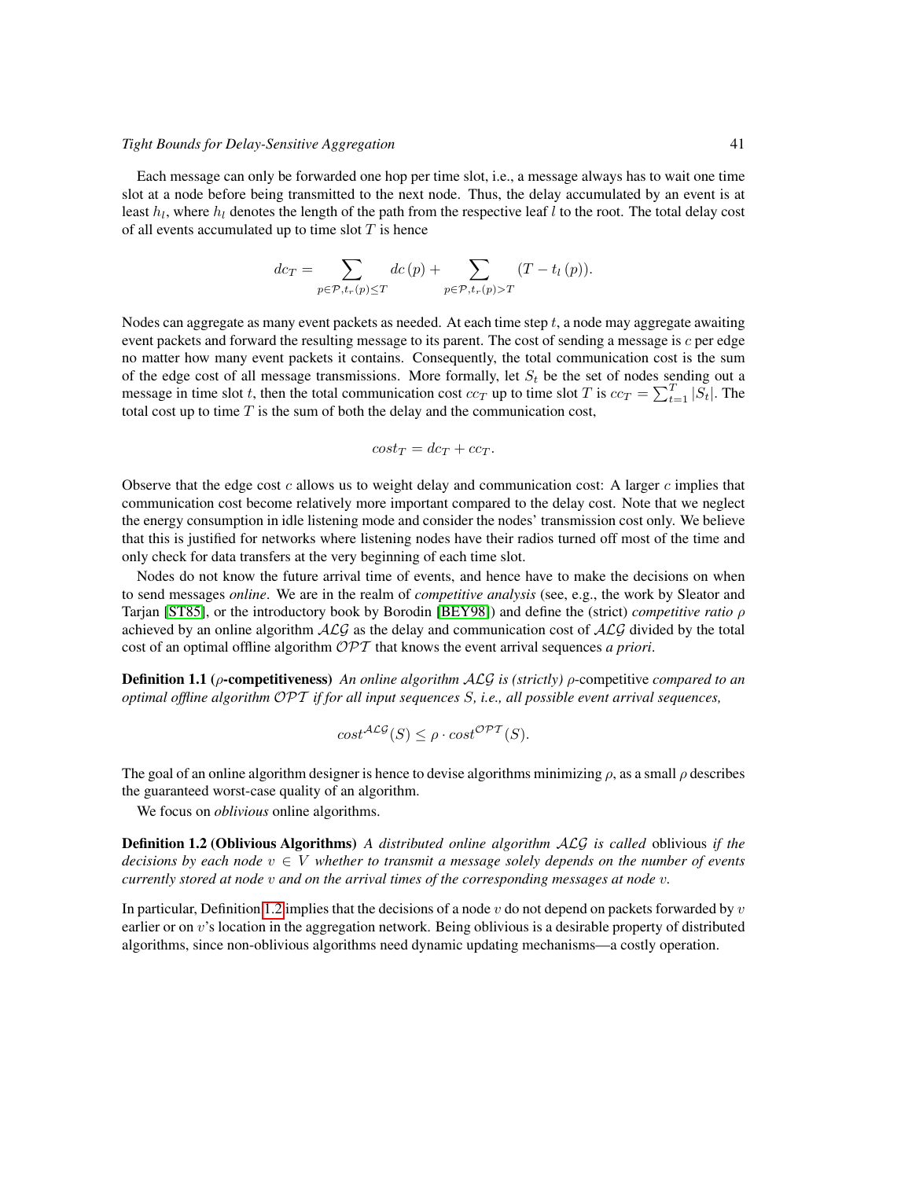Each message can only be forwarded one hop per time slot, i.e., a message always has to wait one time slot at a node before being transmitted to the next node. Thus, the delay accumulated by an event is at least $h_l$, where $h_l$ denotes the length of the path from the respective leaf $l$ to the root. The total delay cost of all events accumulated up to time slot $T$ is hence

$$dc_T = \sum_{p \in \mathcal{P}, t_r(p) \leq T} dc\,(p) + \sum_{p \in \mathcal{P}, t_r(p) > T} (T - t_l\,(p)).$$

Nodes can aggregate as many event packets as needed. At each time step $t$, a node may aggregate awaiting event packets and forward the resulting message to its parent. The cost of sending a message is $c$ per edge no matter how many event packets it contains. Consequently, the total communication cost is the sum of the edge cost of all message transmissions. More formally, let $S_t$ be the set of nodes sending out a message in time slot $t$, then the total communication cost $cc_T$ up to time slot $T$ is $cc_T = \sum_{t=1}^{T} |S_t|$. The total cost up to time $T$ is the sum of both the delay and the communication cost,

$$cost_T = dc_T + cc_T.$$

Observe that the edge cost $c$ allows us to weight delay and communication cost: A larger $c$ implies that communication cost become relatively more important compared to the delay cost. Note that we neglect the energy consumption in idle listening mode and consider the nodes' transmission cost only. We believe that this is justified for networks where listening nodes have their radios turned off most of the time and only check for data transfers at the very beginning of each time slot.

Nodes do not know the future arrival time of events, and hence have to make the decisions on when to send messages *online*. We are in the realm of *competitive analysis* (see, e.g., the work by Sleator and Tarjan [ST85], or the introductory book by Borodin [BEY98]) and define the (strict) *competitive ratio* $\rho$ achieved by an online algorithm $\mathcal{ALG}$ as the delay and communication cost of $\mathcal{ALG}$ divided by the total cost of an optimal offline algorithm $\mathcal{OPT}$ that knows the event arrival sequences *a priori*.

**Definition 1.1 ($\rho$-competitiveness)** *An online algorithm $\mathcal{ALG}$ is (strictly) $\rho$-*competitive *compared to an optimal offline algorithm $\mathcal{OPT}$ if for all input sequences $S$, i.e., all possible event arrival sequences,*

$$cost^{\mathcal{ALG}}(S) \leq \rho \cdot cost^{\mathcal{OPT}}(S).$$

The goal of an online algorithm designer is hence to devise algorithms minimizing $\rho$, as a small $\rho$ describes the guaranteed worst-case quality of an algorithm.

We focus on *oblivious* online algorithms.

**Definition 1.2 (Oblivious Algorithms)** *A distributed online algorithm $\mathcal{ALG}$ is called* oblivious *if the decisions by each node $v \in V$ whether to transmit a message solely depends on the number of events currently stored at node $v$ and on the arrival times of the corresponding messages at node $v$.*

In particular, Definition 1.2 implies that the decisions of a node $v$ do not depend on packets forwarded by $v$ earlier or on $v$'s location in the aggregation network. Being oblivious is a desirable property of distributed algorithms, since non-oblivious algorithms need dynamic updating mechanisms—a costly operation.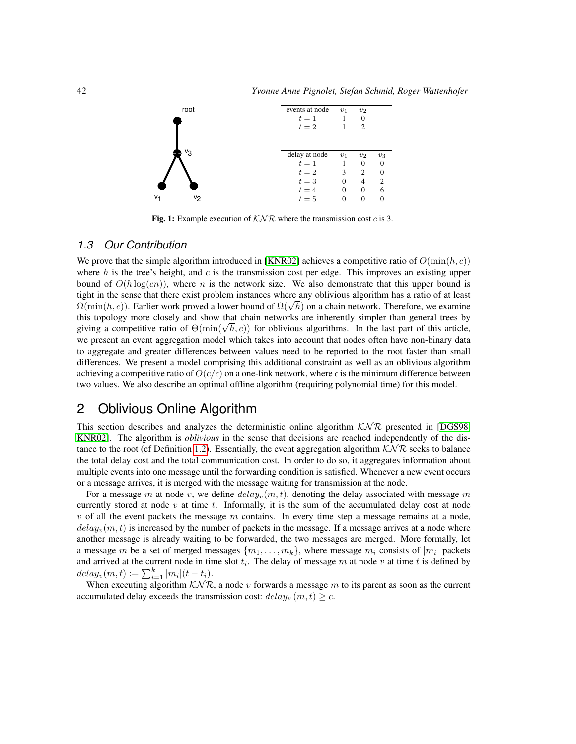| events at node | $v_1$ | $v_2$ |
|---|---|---|
| $t=1$ | 1 | 0 |
| $t=2$ | 1 | 2 |

| delay at node | $v_1$ | $v_2$ | $v_3$ |
|---|---|---|---|
| $t=1$ | 1 | 0 | 0 |
| $t=2$ | 3 | 2 | 0 |
| $t=3$ | 0 | 4 | 2 |
| $t=4$ | 0 | 0 | 6 |
| $t=5$ | 0 | 0 | 0 |

**Fig. 1:** Example execution of $\mathcal{KNR}$ where the transmission cost $c$ is 3.

### 1.3 Our Contribution

We prove that the simple algorithm introduced in [KNR02] achieves a competitive ratio of $O(\min(h, c))$ where $h$ is the tree's height, and $c$ is the transmission cost per edge. This improves an existing upper bound of $O(h \log(cn))$, where $n$ is the network size. We also demonstrate that this upper bound is tight in the sense that there exist problem instances where any oblivious algorithm has a ratio of at least $\Omega(\min(h, c))$. Earlier work proved a lower bound of $\Omega(\sqrt{h})$ on a chain network. Therefore, we examine this topology more closely and show that chain networks are inherently simpler than general trees by giving a competitive ratio of $\Theta(\min(\sqrt{h}, c))$ for oblivious algorithms. In the last part of this article, we present an event aggregation model which takes into account that nodes often have non-binary data to aggregate and greater differences between values need to be reported to the root faster than small differences. We present a model comprising this additional constraint as well as an oblivious algorithm achieving a competitive ratio of $O(c/\epsilon)$ on a one-link network, where $\epsilon$ is the minimum difference between two values. We also describe an optimal offline algorithm (requiring polynomial time) for this model.

## 2 Oblivious Online Algorithm

This section describes and analyzes the deterministic online algorithm $\mathcal{KNR}$ presented in [DGS98, KNR02]. The algorithm is *oblivious* in the sense that decisions are reached independently of the distance to the root (cf Definition 1.2). Essentially, the event aggregation algorithm $\mathcal{KNR}$ seeks to balance the total delay cost and the total communication cost. In order to do so, it aggregates information about multiple events into one message until the forwarding condition is satisfied. Whenever a new event occurs or a message arrives, it is merged with the message waiting for transmission at the node.

For a message $m$ at node $v$, we define $delay_v(m, t)$, denoting the delay associated with message $m$ currently stored at node $v$ at time $t$. Informally, it is the sum of the accumulated delay cost at node $v$ of all the event packets the message $m$ contains. In every time step a message remains at a node, $delay_v(m, t)$ is increased by the number of packets in the message. If a message arrives at a node where another message is already waiting to be forwarded, the two messages are merged. More formally, let a message $m$ be a set of merged messages $\{m_1, \ldots, m_k\}$, where message $m_i$ consists of $|m_i|$ packets and arrived at the current node in time slot $t_i$. The delay of message $m$ at node $v$ at time $t$ is defined by $delay_v(m, t) := \sum_{i=1}^{k} |m_i|(t - t_i)$.

When executing algorithm $\mathcal{KNR}$, a node $v$ forwards a message $m$ to its parent as soon as the current accumulated delay exceeds the transmission cost: $delay_v(m, t) \geq c$.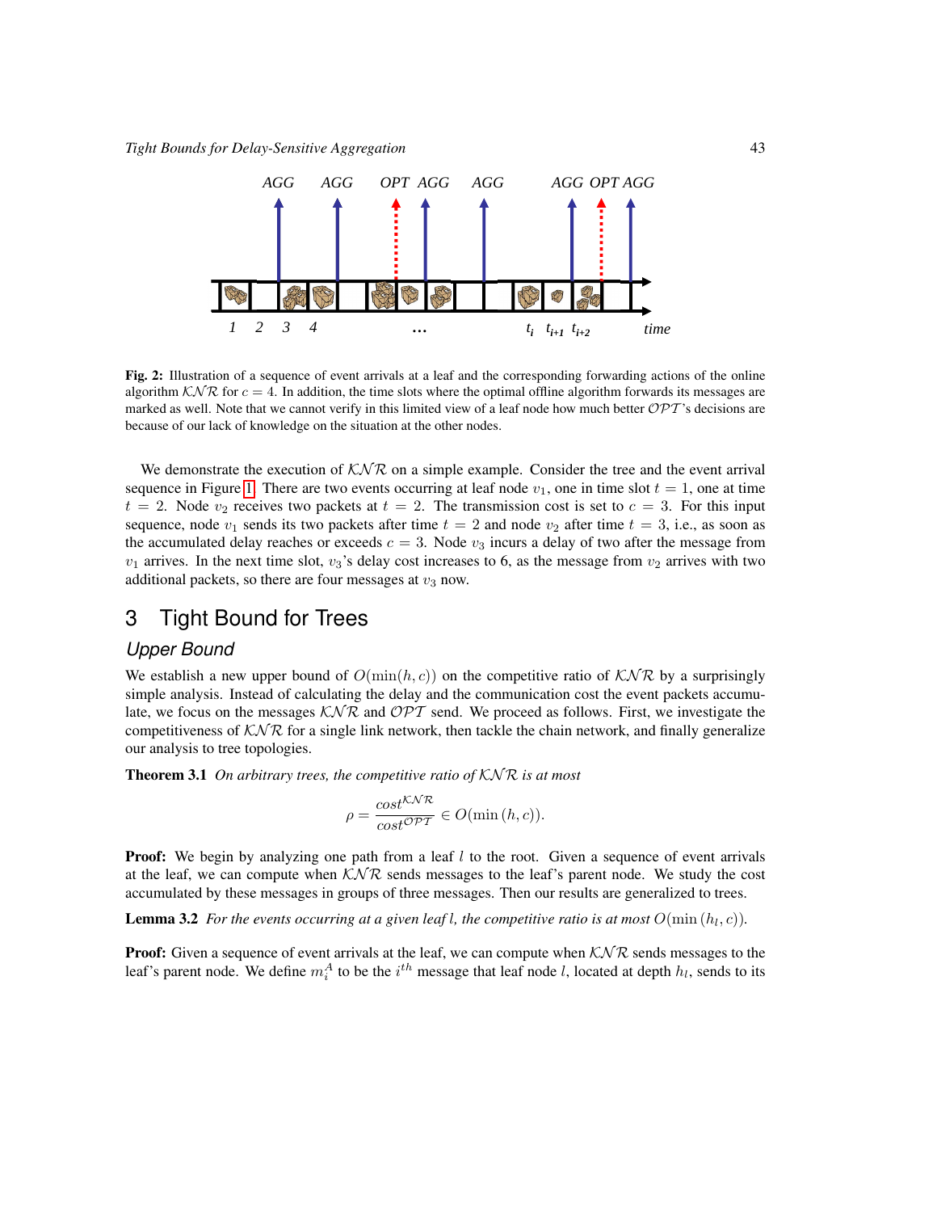**Fig. 2:** Illustration of a sequence of event arrivals at a leaf and the corresponding forwarding actions of the online algorithm $\mathcal{KNR}$ for $c = 4$. In addition, the time slots where the optimal offline algorithm forwards its messages are marked as well. Note that we cannot verify in this limited view of a leaf node how much better $\mathcal{OPT}$'s decisions are because of our lack of knowledge on the situation at the other nodes.

We demonstrate the execution of $\mathcal{KNR}$ on a simple example. Consider the tree and the event arrival sequence in Figure 1. There are two events occurring at leaf node $v_1$, one in time slot $t = 1$, one at time $t = 2$. Node $v_2$ receives two packets at $t = 2$. The transmission cost is set to $c = 3$. For this input sequence, node $v_1$ sends its two packets after time $t = 2$ and node $v_2$ after time $t = 3$, i.e., as soon as the accumulated delay reaches or exceeds $c = 3$. Node $v_3$ incurs a delay of two after the message from $v_1$ arrives. In the next time slot, $v_3$'s delay cost increases to 6, as the message from $v_2$ arrives with two additional packets, so there are four messages at $v_3$ now.

# 3 Tight Bound for Trees

## Upper Bound

We establish a new upper bound of $O(\min(h, c))$ on the competitive ratio of $\mathcal{KNR}$ by a surprisingly simple analysis. Instead of calculating the delay and the communication cost the event packets accumulate, we focus on the messages $\mathcal{KNR}$ and $\mathcal{OPT}$ send. We proceed as follows. First, we investigate the competitiveness of $\mathcal{KNR}$ for a single link network, then tackle the chain network, and finally generalize our analysis to tree topologies.

**Theorem 3.1** *On arbitrary trees, the competitive ratio of $\mathcal{KNR}$ is at most*

$$\rho = \frac{cost^{\mathcal{KNR}}}{cost^{\mathcal{OPT}}} \in O(\min(h, c)).$$

**Proof:** We begin by analyzing one path from a leaf $l$ to the root. Given a sequence of event arrivals at the leaf, we can compute when $\mathcal{KNR}$ sends messages to the leaf's parent node. We study the cost accumulated by these messages in groups of three messages. Then our results are generalized to trees.

**Lemma 3.2** *For the events occurring at a given leaf $l$, the competitive ratio is at most $O(\min(h_l, c))$.*

**Proof:** Given a sequence of event arrivals at the leaf, we can compute when $\mathcal{KNR}$ sends messages to the leaf's parent node. We define $m_i^A$ to be the $i^{th}$ message that leaf node $l$, located at depth $h_l$, sends to its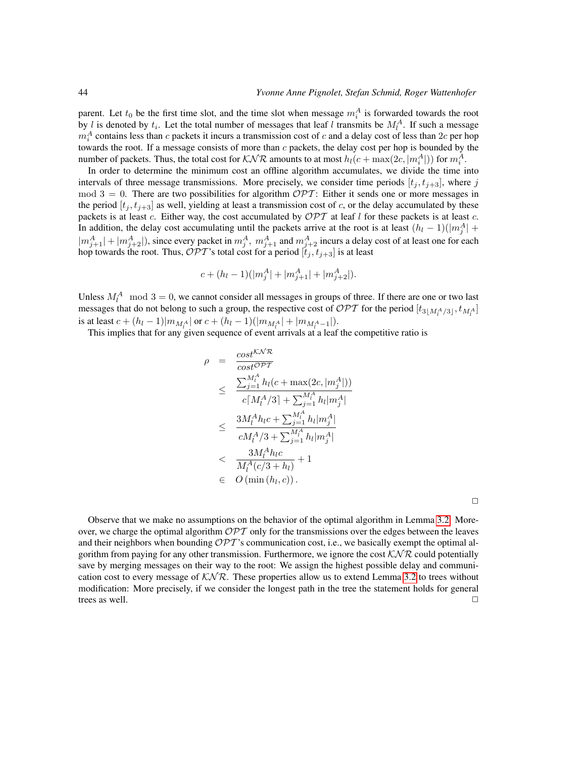parent. Let $t_0$ be the first time slot, and the time slot when message $m_i^A$ is forwarded towards the root by $l$ is denoted by $t_i$. Let the total number of messages that leaf $l$ transmits be $M_l^A$. If such a message $m_i^A$ contains less than $c$ packets it incurs a transmission cost of $c$ and a delay cost of less than $2c$ per hop towards the root. If a message consists of more than $c$ packets, the delay cost per hop is bounded by the number of packets. Thus, the total cost for $\mathcal{KNR}$ amounts to at most $h_l(c + \max(2c, |m_i^A|))$ for $m_i^A$.

In order to determine the minimum cost an offline algorithm accumulates, we divide the time into intervals of three message transmissions. More precisely, we consider time periods $[t_j, t_{j+3}]$, where $j \mod 3 = 0$. There are two possibilities for algorithm $\mathcal{OPT}$: Either it sends one or more messages in the period $[t_j, t_{j+3}]$ as well, yielding at least a transmission cost of $c$, or the delay accumulated by these packets is at least $c$. Either way, the cost accumulated by $\mathcal{OPT}$ at leaf $l$ for these packets is at least $c$. In addition, the delay cost accumulating until the packets arrive at the root is at least $(h_l - 1)(|m_j^A| + |m_{j+1}^A| + |m_{j+2}^A|)$, since every packet in $m_j^A$, $m_{j+1}^A$ and $m_{j+2}^A$ incurs a delay cost of at least one for each hop towards the root. Thus, $\mathcal{OPT}$'s total cost for a period $[t_j, t_{j+3}]$ is at least

$$c + (h_l - 1)(|m_j^A| + |m_{j+1}^A| + |m_{j+2}^A|).$$

Unless $M_l^A \mod 3 = 0$, we cannot consider all messages in groups of three. If there are one or two last messages that do not belong to such a group, the respective cost of $\mathcal{OPT}$ for the period $[t_{3\lfloor M_l^A/3 \rfloor}, t_{M_l^A}]$ is at least $c + (h_l - 1)|m_{M_l^A}|$ or $c + (h_l - 1)(|m_{M_l^A}| + |m_{M_l^A - 1}|)$.

This implies that for any given sequence of event arrivals at a leaf the competitive ratio is

$$
\begin{aligned}
\rho &= \frac{cost^{\mathcal{KNR}}}{cost^{\mathcal{OPT}}} \\
&\leq \frac{\sum_{j=1}^{M_l^A} h_l(c + \max(2c, |m_j^A|))}{c\lceil M_l^A/3 \rceil + \sum_{j=1}^{M_l^A} h_l |m_j^A|} \\
&\leq \frac{3M_l^A h_l c + \sum_{j=1}^{M_l^A} h_l |m_j^A|}{c M_l^A/3 + \sum_{j=1}^{M_l^A} h_l |m_j^A|} \\
&< \frac{3M_l^A h_l c}{M_l^A(c/3 + h_l)} + 1 \\
&\in O\left(\min\left(h_l, c\right)\right).
\end{aligned}
$$

□

Observe that we make no assumptions on the behavior of the optimal algorithm in Lemma 3.2. Moreover, we charge the optimal algorithm $\mathcal{OPT}$ only for the transmissions over the edges between the leaves and their neighbors when bounding $\mathcal{OPT}$'s communication cost, i.e., we basically exempt the optimal algorithm from paying for any other transmission. Furthermore, we ignore the cost $\mathcal{KNR}$ could potentially save by merging messages on their way to the root: We assign the highest possible delay and communication cost to every message of $\mathcal{KNR}$. These properties allow us to extend Lemma 3.2 to trees without modification: More precisely, if we consider the longest path in the tree the statement holds for general trees as well. □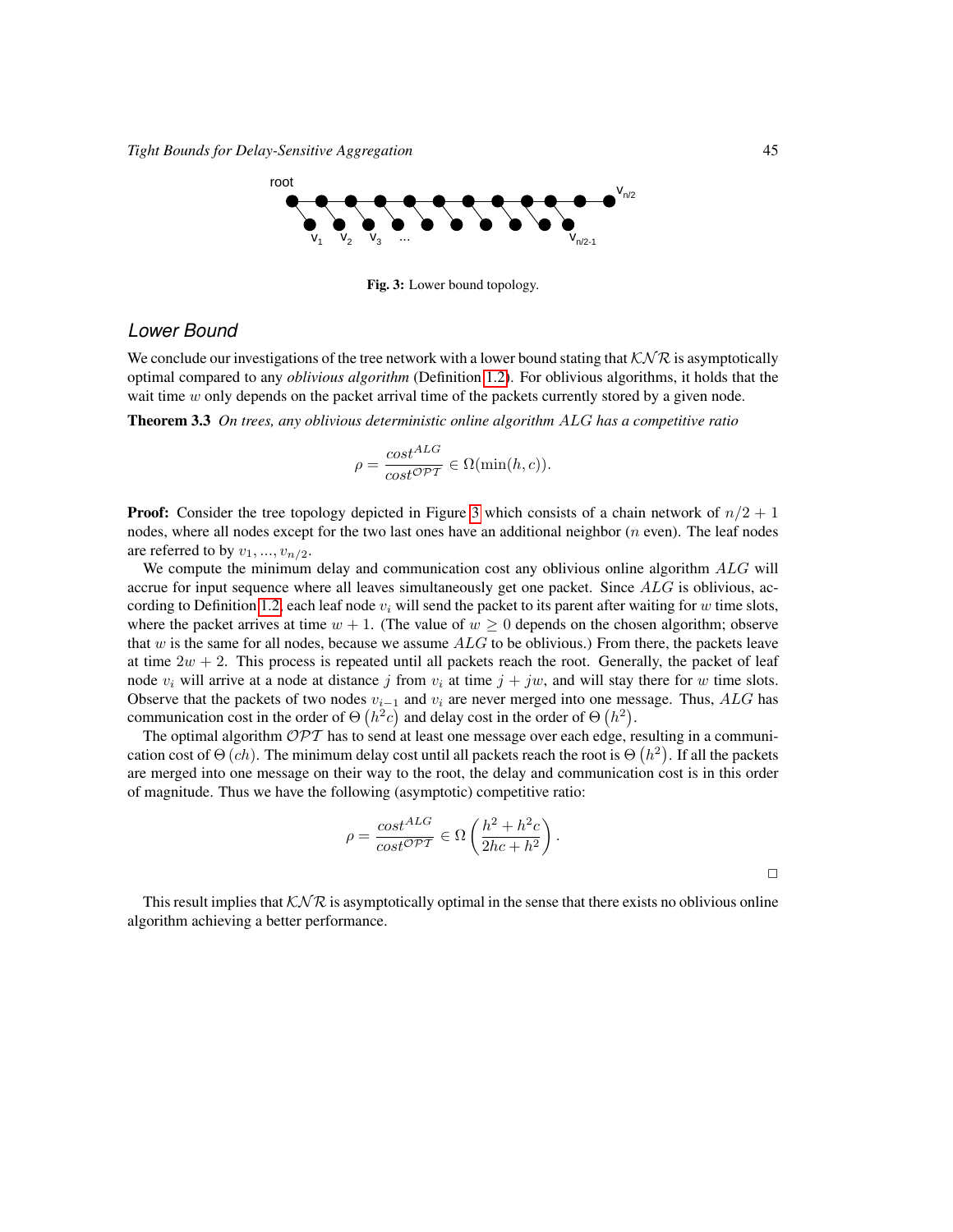Fig. 3: Lower bound topology.

## Lower Bound

We conclude our investigations of the tree network with a lower bound stating that $\mathcal{KNR}$ is asymptotically optimal compared to any *oblivious algorithm* (Definition 1.2). For oblivious algorithms, it holds that the wait time $w$ only depends on the packet arrival time of the packets currently stored by a given node.

**Theorem 3.3** *On trees, any oblivious deterministic online algorithm ALG has a competitive ratio*

$$\rho = \frac{cost^{ALG}}{cost^{\mathcal{OPT}}} \in \Omega(\min(h,c)).$$

**Proof:** Consider the tree topology depicted in Figure 3 which consists of a chain network of $n/2+1$ nodes, where all nodes except for the two last ones have an additional neighbor ($n$ even). The leaf nodes are referred to by $v_1, ..., v_{n/2}$.

We compute the minimum delay and communication cost any oblivious online algorithm $ALG$ will accrue for input sequence where all leaves simultaneously get one packet. Since $ALG$ is oblivious, according to Definition 1.2, each leaf node $v_i$ will send the packet to its parent after waiting for $w$ time slots, where the packet arrives at time $w+1$. (The value of $w \geq 0$ depends on the chosen algorithm; observe that $w$ is the same for all nodes, because we assume $ALG$ to be oblivious.) From there, the packets leave at time $2w+2$. This process is repeated until all packets reach the root. Generally, the packet of leaf node $v_i$ will arrive at a node at distance $j$ from $v_i$ at time $j + jw$, and will stay there for $w$ time slots. Observe that the packets of two nodes $v_{i-1}$ and $v_i$ are never merged into one message. Thus, $ALG$ has communication cost in the order of $\Theta\left(h^2 c\right)$ and delay cost in the order of $\Theta\left(h^2\right)$.

The optimal algorithm $\mathcal{OPT}$ has to send at least one message over each edge, resulting in a communication cost of $\Theta\left(ch\right)$. The minimum delay cost until all packets reach the root is $\Theta\left(h^2\right)$. If all the packets are merged into one message on their way to the root, the delay and communication cost is in this order of magnitude. Thus we have the following (asymptotic) competitive ratio:

$$\rho = \frac{cost^{ALG}}{cost^{\mathcal{OPT}}} \in \Omega\left(\frac{h^2 + h^2 c}{2hc + h^2}\right).$$

□

This result implies that $\mathcal{KNR}$ is asymptotically optimal in the sense that there exists no oblivious online algorithm achieving a better performance.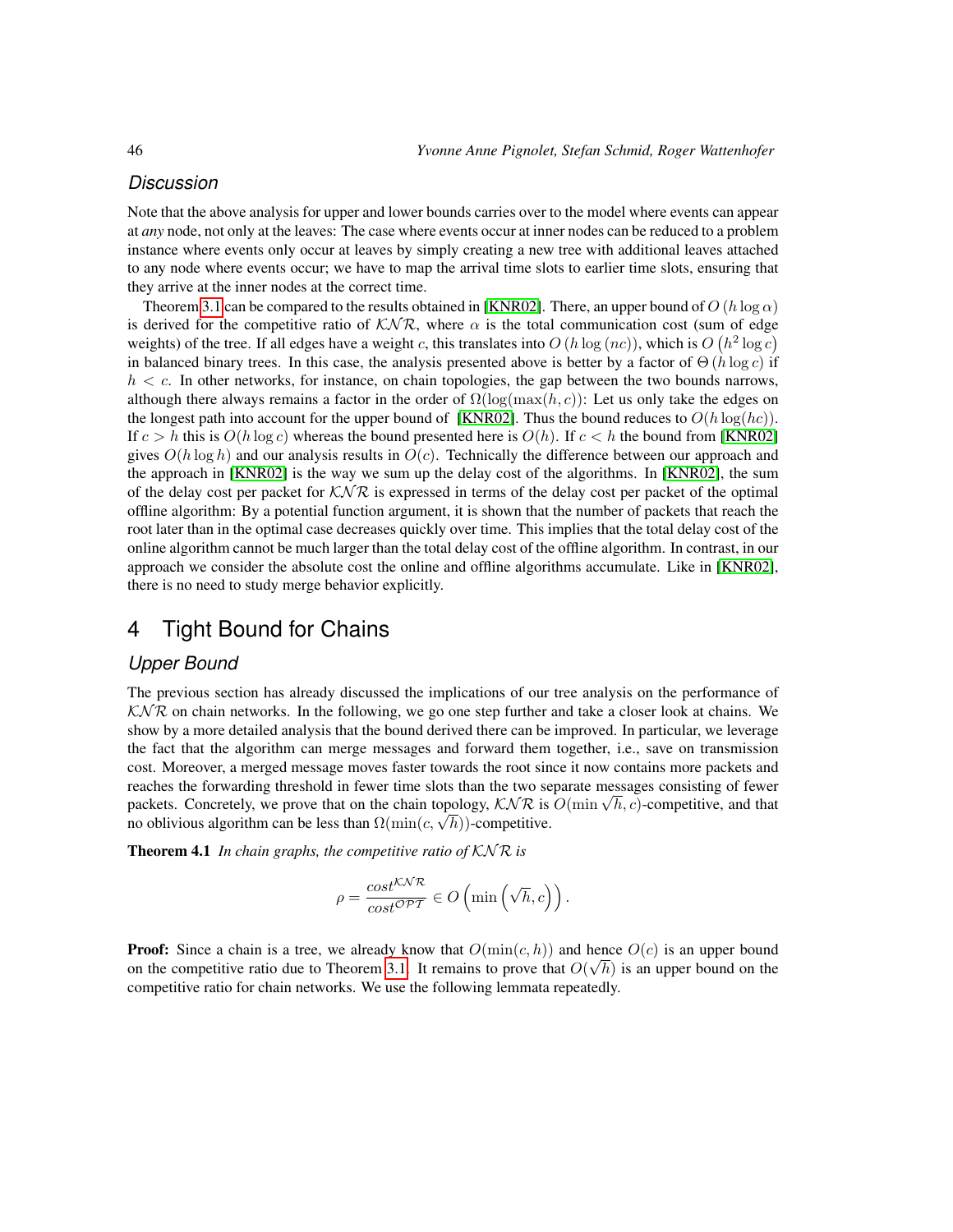### Discussion

Note that the above analysis for upper and lower bounds carries over to the model where events can appear at *any* node, not only at the leaves: The case where events occur at inner nodes can be reduced to a problem instance where events only occur at leaves by simply creating a new tree with additional leaves attached to any node where events occur; we have to map the arrival time slots to earlier time slots, ensuring that they arrive at the inner nodes at the correct time.

Theorem 3.1 can be compared to the results obtained in [KNR02]. There, an upper bound of $O(h \log \alpha)$ is derived for the competitive ratio of $\mathcal{KNR}$, where $\alpha$ is the total communication cost (sum of edge weights) of the tree. If all edges have a weight $c$, this translates into $O(h \log (nc))$, which is $O(h^2 \log c)$ in balanced binary trees. In this case, the analysis presented above is better by a factor of $\Theta(h \log c)$ if $h < c$. In other networks, for instance, on chain topologies, the gap between the two bounds narrows, although there always remains a factor in the order of $\Omega(\log(\max(h, c))$: Let us only take the edges on the longest path into account for the upper bound of [KNR02]. Thus the bound reduces to $O(h \log(hc))$. If $c > h$ this is $O(h \log c)$ whereas the bound presented here is $O(h)$. If $c < h$ the bound from [KNR02] gives $O(h \log h)$ and our analysis results in $O(c)$. Technically the difference between our approach and the approach in [KNR02] is the way we sum up the delay cost of the algorithms. In [KNR02], the sum of the delay cost per packet for $\mathcal{KNR}$ is expressed in terms of the delay cost per packet of the optimal offline algorithm: By a potential function argument, it is shown that the number of packets that reach the root later than in the optimal case decreases quickly over time. This implies that the total delay cost of the online algorithm cannot be much larger than the total delay cost of the offline algorithm. In contrast, in our approach we consider the absolute cost the online and offline algorithms accumulate. Like in [KNR02], there is no need to study merge behavior explicitly.

## 4 Tight Bound for Chains

### Upper Bound

The previous section has already discussed the implications of our tree analysis on the performance of $\mathcal{KNR}$ on chain networks. In the following, we go one step further and take a closer look at chains. We show by a more detailed analysis that the bound derived there can be improved. In particular, we leverage the fact that the algorithm can merge messages and forward them together, i.e., save on transmission cost. Moreover, a merged message moves faster towards the root since it now contains more packets and reaches the forwarding threshold in fewer time slots than the two separate messages consisting of fewer packets. Concretely, we prove that on the chain topology, $\mathcal{KNR}$ is $O(\min \sqrt{h}, c)$-competitive, and that no oblivious algorithm can be less than $\Omega(\min(c, \sqrt{h}))$-competitive.

**Theorem 4.1** *In chain graphs, the competitive ratio of $\mathcal{KNR}$ is*

$$\rho = \frac{cost^{\mathcal{KNR}}}{cost^{\mathcal{OPT}}} \in O\left(\min\left(\sqrt{h}, c\right)\right).$$

**Proof:** Since a chain is a tree, we already know that $O(\min(c, h))$ and hence $O(c)$ is an upper bound on the competitive ratio due to Theorem 3.1. It remains to prove that $O(\sqrt{h})$ is an upper bound on the competitive ratio for chain networks. We use the following lemmata repeatedly.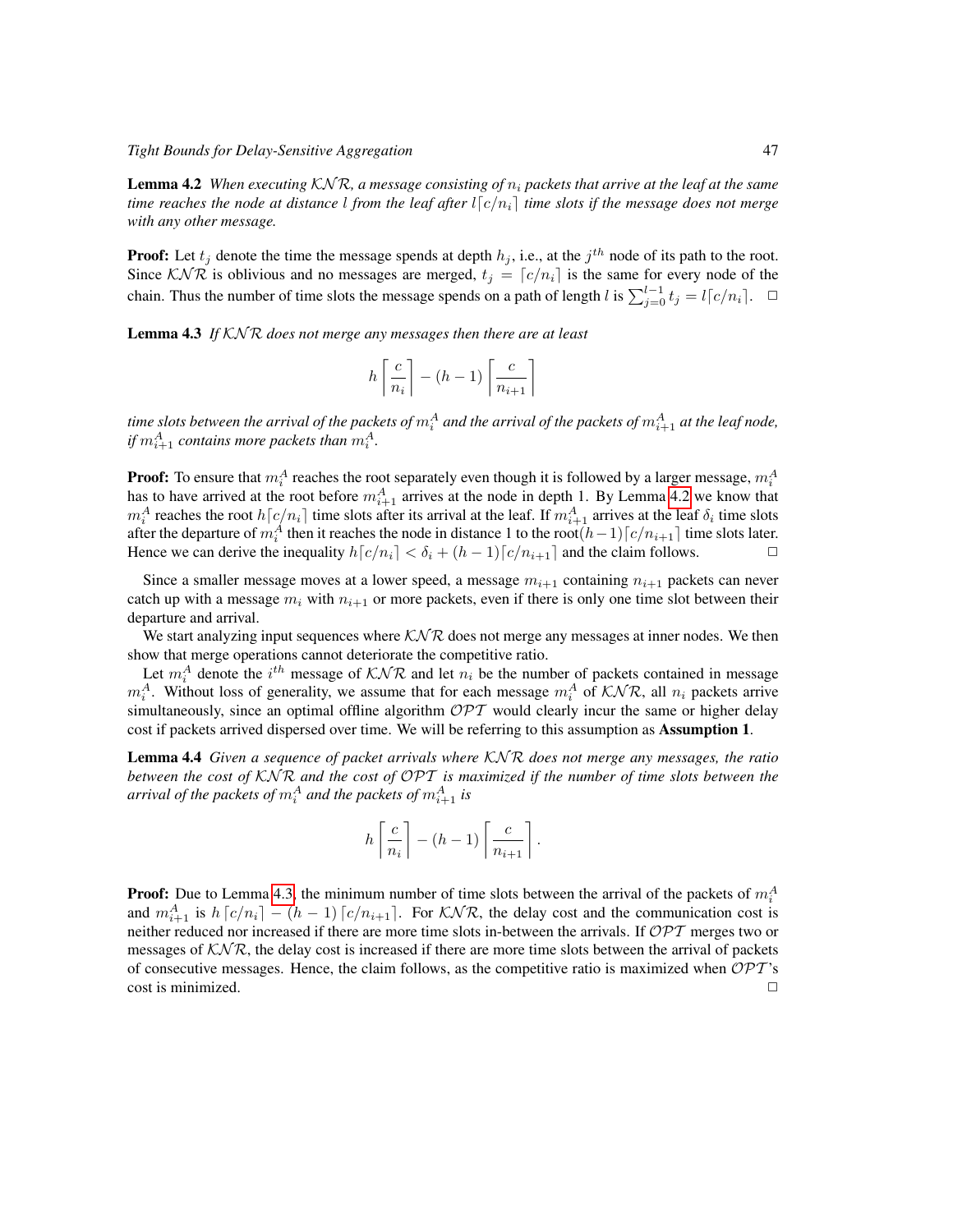**Lemma 4.2** *When executing $\mathcal{KNR}$, a message consisting of $n_i$ packets that arrive at the leaf at the same time reaches the node at distance $l$ from the leaf after $l\lceil c/n_i \rceil$ time slots if the message does not merge with any other message.*

**Proof:** Let $t_j$ denote the time the message spends at depth $h_j$, i.e., at the $j^{th}$ node of its path to the root. Since $\mathcal{KNR}$ is oblivious and no messages are merged, $t_j = \lceil c/n_i \rceil$ is the same for every node of the chain. Thus the number of time slots the message spends on a path of length $l$ is $\sum_{j=0}^{l-1} t_j = l\lceil c/n_i \rceil$. $\square$

**Lemma 4.3** *If $\mathcal{KNR}$ does not merge any messages then there are at least*

$$h\left\lceil \frac{c}{n_i} \right\rceil - (h-1)\left\lceil \frac{c}{n_{i+1}} \right\rceil$$

*time slots between the arrival of the packets of $m_i^A$ and the arrival of the packets of $m_{i+1}^A$ at the leaf node, if $m_{i+1}^A$ contains more packets than $m_i^A$.*

**Proof:** To ensure that $m_i^A$ reaches the root separately even though it is followed by a larger message, $m_i^A$ has to have arrived at the root before $m_{i+1}^A$ arrives at the node in depth 1. By Lemma 4.2 we know that $m_i^A$ reaches the root $h\lceil c/n_i \rceil$ time slots after its arrival at the leaf. If $m_{i+1}^A$ arrives at the leaf $\delta_i$ time slots after the departure of $m_i^A$ then it reaches the node in distance 1 to the root$(h-1)\lceil c/n_{i+1} \rceil$ time slots later. Hence we can derive the inequality $h\lceil c/n_i \rceil < \delta_i + (h-1)\lceil c/n_{i+1} \rceil$ and the claim follows. $\square$

Since a smaller message moves at a lower speed, a message $m_{i+1}$ containing $n_{i+1}$ packets can never catch up with a message $m_i$ with $n_{i+1}$ or more packets, even if there is only one time slot between their departure and arrival.

We start analyzing input sequences where $\mathcal{KNR}$ does not merge any messages at inner nodes. We then show that merge operations cannot deteriorate the competitive ratio.

Let $m_i^A$ denote the $i^{th}$ message of $\mathcal{KNR}$ and let $n_i$ be the number of packets contained in message $m_i^A$. Without loss of generality, we assume that for each message $m_i^A$ of $\mathcal{KNR}$, all $n_i$ packets arrive simultaneously, since an optimal offline algorithm $\mathcal{OPT}$ would clearly incur the same or higher delay cost if packets arrived dispersed over time. We will be referring to this assumption as **Assumption 1**.

**Lemma 4.4** *Given a sequence of packet arrivals where $\mathcal{KNR}$ does not merge any messages, the ratio between the cost of $\mathcal{KNR}$ and the cost of $\mathcal{OPT}$ is maximized if the number of time slots between the arrival of the packets of $m_i^A$ and the packets of $m_{i+1}^A$ is*

$$h\left\lceil \frac{c}{n_i} \right\rceil - (h-1)\left\lceil \frac{c}{n_{i+1}} \right\rceil.$$

**Proof:** Due to Lemma 4.3, the minimum number of time slots between the arrival of the packets of $m_i^A$ and $m_{i+1}^A$ is $h\lceil c/n_i \rceil - (h-1)\lceil c/n_{i+1} \rceil$. For $\mathcal{KNR}$, the delay cost and the communication cost is neither reduced nor increased if there are more time slots in-between the arrivals. If $\mathcal{OPT}$ merges two or messages of $\mathcal{KNR}$, the delay cost is increased if there are more time slots between the arrival of packets of consecutive messages. Hence, the claim follows, as the competitive ratio is maximized when $\mathcal{OPT}$'s cost is minimized. $\square$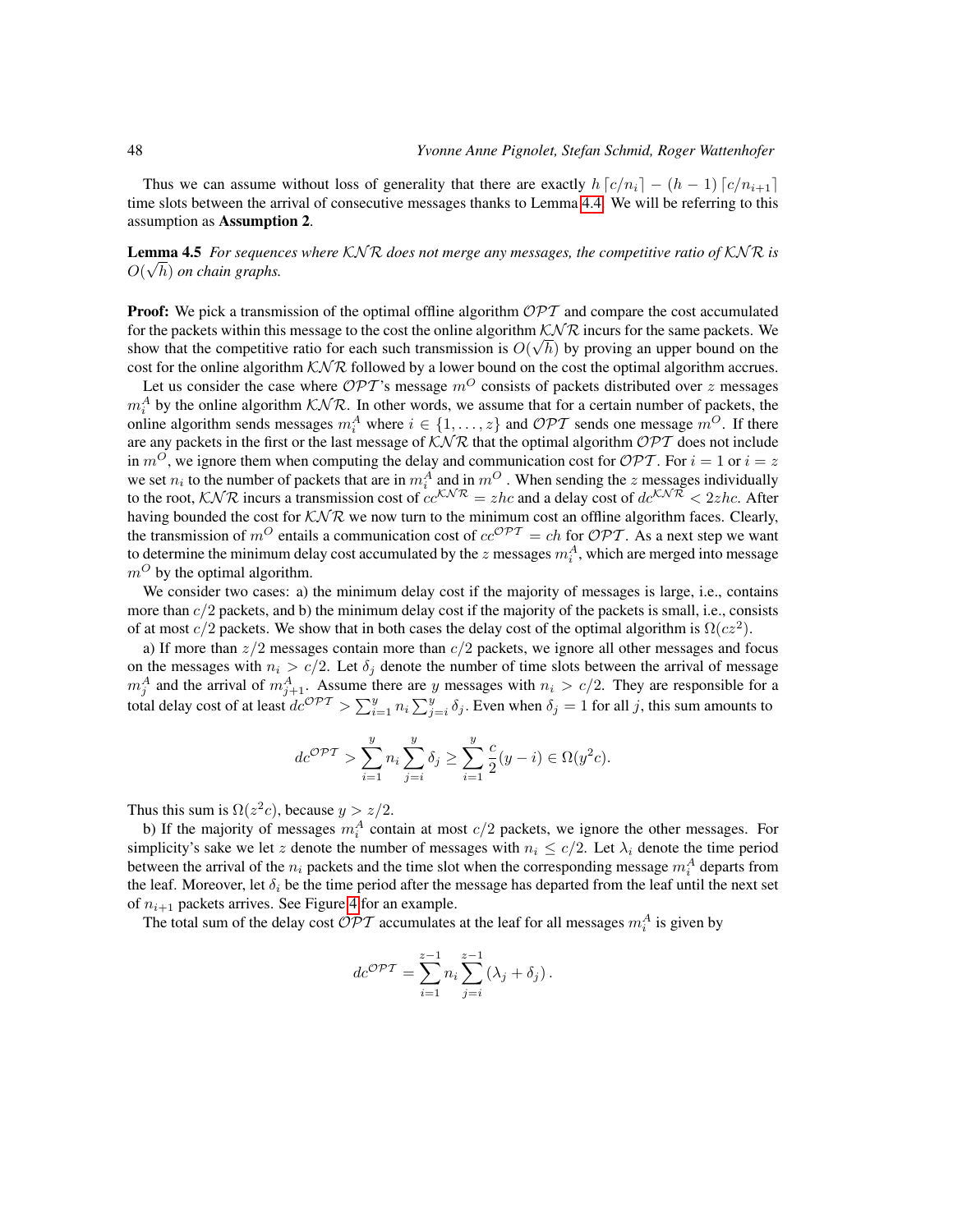Thus we can assume without loss of generality that there are exactly $h\lceil c/n_i \rceil - (h-1)\lceil c/n_{i+1} \rceil$ time slots between the arrival of consecutive messages thanks to Lemma 4.4. We will be referring to this assumption as **Assumption 2**.

**Lemma 4.5** *For sequences where $\mathcal{KNR}$ does not merge any messages, the competitive ratio of $\mathcal{KNR}$ is $O(\sqrt{h})$ on chain graphs.*

**Proof:** We pick a transmission of the optimal offline algorithm $\mathcal{OPT}$ and compare the cost accumulated for the packets within this message to the cost the online algorithm $\mathcal{KNR}$ incurs for the same packets. We show that the competitive ratio for each such transmission is $O(\sqrt{h})$ by proving an upper bound on the cost for the online algorithm $\mathcal{KNR}$ followed by a lower bound on the cost the optimal algorithm accrues.

Let us consider the case where $\mathcal{OPT}$'s message $m^O$ consists of packets distributed over $z$ messages $m_i^A$ by the online algorithm $\mathcal{KNR}$. In other words, we assume that for a certain number of packets, the online algorithm sends messages $m_i^A$ where $i \in \{1, \ldots, z\}$ and $\mathcal{OPT}$ sends one message $m^O$. If there are any packets in the first or the last message of $\mathcal{KNR}$ that the optimal algorithm $\mathcal{OPT}$ does not include in $m^O$, we ignore them when computing the delay and communication cost for $\mathcal{OPT}$. For $i = 1$ or $i = z$ we set $n_i$ to the number of packets that are in $m_i^A$ and in $m^O$. When sending the $z$ messages individually to the root, $\mathcal{KNR}$ incurs a transmission cost of $cc^{\mathcal{KNR}} = zhc$ and a delay cost of $dc^{\mathcal{KNR}} < 2zhc$. After having bounded the cost for $\mathcal{KNR}$ we now turn to the minimum cost an offline algorithm faces. Clearly, the transmission of $m^O$ entails a communication cost of $cc^{\mathcal{OPT}} = ch$ for $\mathcal{OPT}$. As a next step we want to determine the minimum delay cost accumulated by the $z$ messages $m_i^A$, which are merged into message $m^O$ by the optimal algorithm.

We consider two cases: a) the minimum delay cost if the majority of messages is large, i.e., contains more than $c/2$ packets, and b) the minimum delay cost if the majority of the packets is small, i.e., consists of at most $c/2$ packets. We show that in both cases the delay cost of the optimal algorithm is $\Omega(cz^2)$.

a) If more than $z/2$ messages contain more than $c/2$ packets, we ignore all other messages and focus on the messages with $n_i > c/2$. Let $\delta_j$ denote the number of time slots between the arrival of message $m_j^A$ and the arrival of $m_{j+1}^A$. Assume there are $y$ messages with $n_i > c/2$. They are responsible for a total delay cost of at least $dc^{\mathcal{OPT}} > \sum_{i=1}^{y} n_i \sum_{j=i}^{y} \delta_j$. Even when $\delta_j = 1$ for all $j$, this sum amounts to

$$dc^{\mathcal{OPT}} > \sum_{i=1}^{y} n_i \sum_{j=i}^{y} \delta_j \geq \sum_{i=1}^{y} \frac{c}{2}(y-i) \in \Omega(y^2 c).$$

Thus this sum is $\Omega(z^2 c)$, because $y > z/2$.

b) If the majority of messages $m_i^A$ contain at most $c/2$ packets, we ignore the other messages. For simplicity's sake we let $z$ denote the number of messages with $n_i \leq c/2$. Let $\lambda_i$ denote the time period between the arrival of the $n_i$ packets and the time slot when the corresponding message $m_i^A$ departs from the leaf. Moreover, let $\delta_i$ be the time period after the message has departed from the leaf until the next set of $n_{i+1}$ packets arrives. See Figure 4 for an example.

The total sum of the delay cost $\mathcal{OPT}$ accumulates at the leaf for all messages $m_i^A$ is given by

$$dc^{\mathcal{OPT}} = \sum_{i=1}^{z-1} n_i \sum_{j=i}^{z-1} (\lambda_j + \delta_j).$$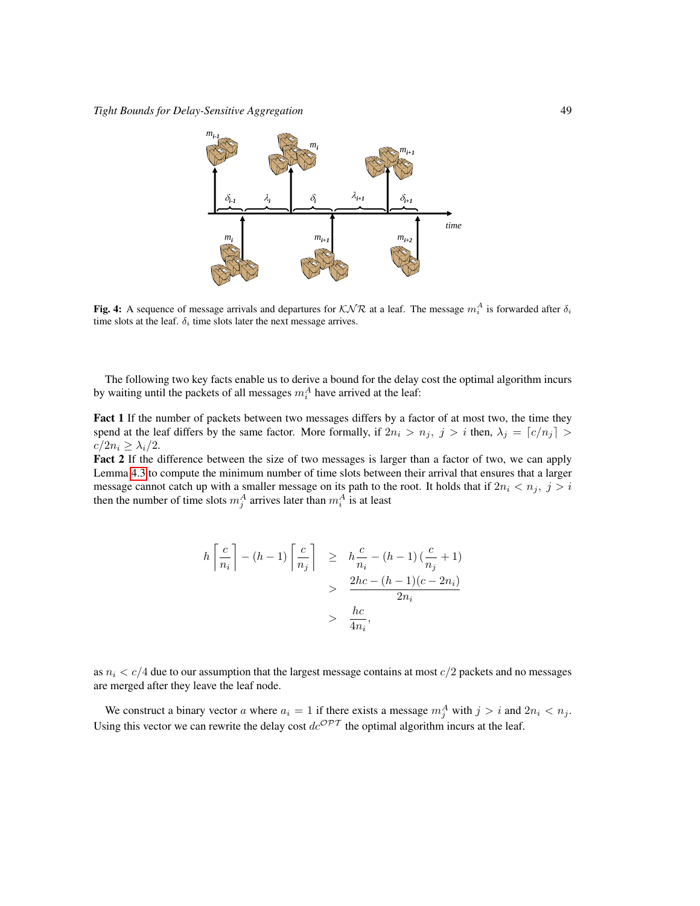Fig. 4: A sequence of message arrivals and departures for $\mathcal{KNR}$ at a leaf. The message $m_i^A$ is forwarded after $\delta_i$ time slots at the leaf. $\delta_i$ time slots later the next message arrives.

The following two key facts enable us to derive a bound for the delay cost the optimal algorithm incurs by waiting until the packets of all messages $m_i^A$ have arrived at the leaf:

**Fact 1** If the number of packets between two messages differs by a factor of at most two, the time they spend at the leaf differs by the same factor. More formally, if $2n_i > n_j,\ j > i$ then, $\lambda_j = \lceil c/n_j \rceil > c/2n_i \geq \lambda_i/2$.

**Fact 2** If the difference between the size of two messages is larger than a factor of two, we can apply Lemma 4.3 to compute the minimum number of time slots between their arrival that ensures that a larger message cannot catch up with a smaller message on its path to the root. It holds that if $2n_i < n_j,\ j > i$ then the number of time slots $m_j^A$ arrives later than $m_i^A$ is at least

$$
\begin{aligned}
h \left\lceil \frac{c}{n_i} \right\rceil - (h-1) \left\lceil \frac{c}{n_j} \right\rceil &\geq h\frac{c}{n_i} - (h-1)\left(\frac{c}{n_j} + 1\right) \\
&> \frac{2hc - (h-1)(c - 2n_i)}{2n_i} \\
&> \frac{hc}{4n_i},
\end{aligned}
$$

as $n_i < c/4$ due to our assumption that the largest message contains at most $c/2$ packets and no messages are merged after they leave the leaf node.

We construct a binary vector $a$ where $a_i = 1$ if there exists a message $m_j^A$ with $j > i$ and $2n_i < n_j$. Using this vector we can rewrite the delay cost $dc^{\mathcal{OPT}}$ the optimal algorithm incurs at the leaf.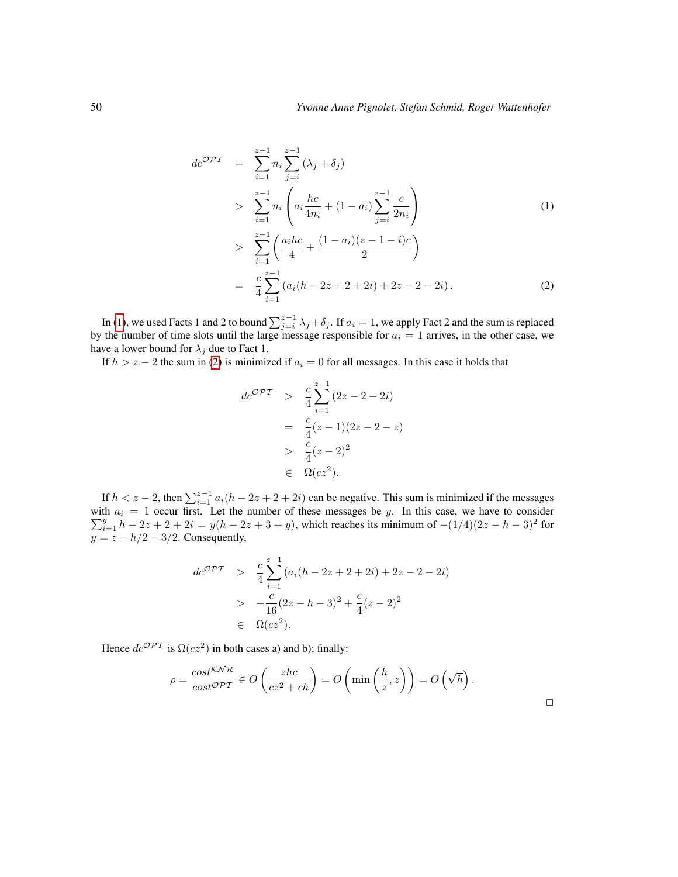$$
\begin{aligned}
dc^{\mathcal{OPT}} &= \sum_{i=1}^{z-1} n_i \sum_{j=i}^{z-1} (\lambda_j + \delta_j) \\
&> \sum_{i=1}^{z-1} n_i \left( a_i \frac{hc}{4n_i} + (1-a_i) \sum_{j=i}^{z-1} \frac{c}{2n_i} \right) \qquad (1) \\
&> \sum_{i=1}^{z-1} \left( \frac{a_i hc}{4} + \frac{(1-a_i)(z-1-i)c}{2} \right) \\
&= \frac{c}{4} \sum_{i=1}^{z-1} \left( a_i(h - 2z + 2 + 2i) + 2z - 2 - 2i \right). \qquad (2)
\end{aligned}
$$

In (1), we used Facts 1 and 2 to bound $\sum_{j=i}^{z-1} \lambda_j + \delta_j$. If $a_i = 1$, we apply Fact 2 and the sum is replaced by the number of time slots until the large message responsible for $a_i = 1$ arrives, in the other case, we have a lower bound for $\lambda_j$ due to Fact 1.

If $h > z - 2$ the sum in (2) is minimized if $a_i = 0$ for all messages. In this case it holds that

$$
\begin{aligned}
dc^{\mathcal{OPT}} &> \frac{c}{4} \sum_{i=1}^{z-1} (2z - 2 - 2i) \\
&= \frac{c}{4}(z-1)(2z-2-z) \\
&> \frac{c}{4}(z-2)^2 \\
&\in \Omega(cz^2).
\end{aligned}
$$

If $h < z - 2$, then $\sum_{i=1}^{z-1} a_i(h - 2z + 2 + 2i)$ can be negative. This sum is minimized if the messages with $a_i = 1$ occur first. Let the number of these messages be $y$. In this case, we have to consider $\sum_{i=1}^{y} h - 2z + 2 + 2i = y(h - 2z + 3 + y)$, which reaches its minimum of $-(1/4)(2z - h - 3)^2$ for $y = z - h/2 - 3/2$. Consequently,

$$
\begin{aligned}
dc^{\mathcal{OPT}} &> \frac{c}{4} \sum_{i=1}^{z-1} \left( a_i(h - 2z + 2 + 2i) + 2z - 2 - 2i \right) \\
&> -\frac{c}{16}(2z - h - 3)^2 + \frac{c}{4}(z-2)^2 \\
&\in \Omega(cz^2).
\end{aligned}
$$

Hence $dc^{\mathcal{OPT}}$ is $\Omega(cz^2)$ in both cases a) and b); finally:

$$
\rho = \frac{cost^{\mathcal{KNR}}}{cost^{\mathcal{OPT}}} \in O\left( \frac{zhc}{cz^2 + ch} \right) = O\left( \min\left( \frac{h}{z}, z \right) \right) = O\left( \sqrt{h} \right).
$$

□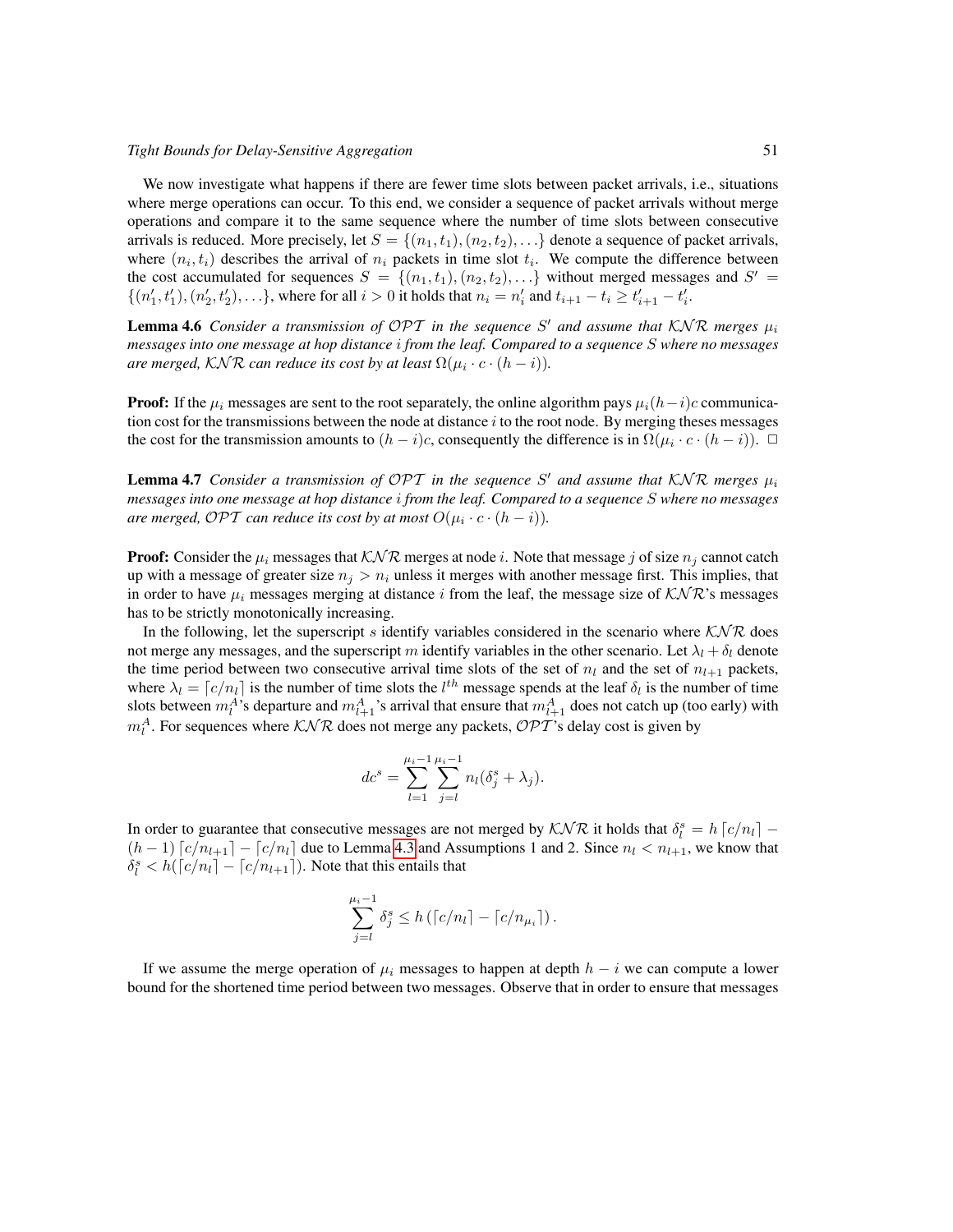We now investigate what happens if there are fewer time slots between packet arrivals, i.e., situations where merge operations can occur. To this end, we consider a sequence of packet arrivals without merge operations and compare it to the same sequence where the number of time slots between consecutive arrivals is reduced. More precisely, let $S = \{(n_1, t_1), (n_2, t_2), \ldots\}$ denote a sequence of packet arrivals, where $(n_i, t_i)$ describes the arrival of $n_i$ packets in time slot $t_i$. We compute the difference between the cost accumulated for sequences $S = \{(n_1, t_1), (n_2, t_2), \ldots\}$ without merged messages and $S' = \{(n'_1, t'_1), (n'_2, t'_2), \ldots\}$, where for all $i > 0$ it holds that $n_i = n'_i$ and $t_{i+1} - t_i \geq t'_{i+1} - t'_i$.

**Lemma 4.6** *Consider a transmission of $\mathcal{OPT}$ in the sequence $S'$ and assume that $\mathcal{KNR}$ merges $\mu_i$ messages into one message at hop distance $i$ from the leaf. Compared to a sequence $S$ where no messages are merged, $\mathcal{KNR}$ can reduce its cost by at least $\Omega(\mu_i \cdot c \cdot (h - i))$.*

**Proof:** If the $\mu_i$ messages are sent to the root separately, the online algorithm pays $\mu_i(h-i)c$ communication cost for the transmissions between the node at distance $i$ to the root node. By merging theses messages the cost for the transmission amounts to $(h - i)c$, consequently the difference is in $\Omega(\mu_i \cdot c \cdot (h - i))$. □

**Lemma 4.7** *Consider a transmission of $\mathcal{OPT}$ in the sequence $S'$ and assume that $\mathcal{KNR}$ merges $\mu_i$ messages into one message at hop distance $i$ from the leaf. Compared to a sequence $S$ where no messages are merged, $\mathcal{OPT}$ can reduce its cost by at most $O(\mu_i \cdot c \cdot (h - i))$.*

**Proof:** Consider the $\mu_i$ messages that $\mathcal{KNR}$ merges at node $i$. Note that message $j$ of size $n_j$ cannot catch up with a message of greater size $n_j > n_i$ unless it merges with another message first. This implies, that in order to have $\mu_i$ messages merging at distance $i$ from the leaf, the message size of $\mathcal{KNR}$'s messages has to be strictly monotonically increasing.

In the following, let the superscript $s$ identify variables considered in the scenario where $\mathcal{KNR}$ does not merge any messages, and the superscript $m$ identify variables in the other scenario. Let $\lambda_l + \delta_l$ denote the time period between two consecutive arrival time slots of the set of $n_l$ and the set of $n_{l+1}$ packets, where $\lambda_l = \lceil c/n_l \rceil$ is the number of time slots the $l^{th}$ message spends at the leaf $\delta_l$ is the number of time slots between $m_l^A$'s departure and $m_{l+1}^A$'s arrival that ensure that $m_{l+1}^A$ does not catch up (too early) with $m_l^A$. For sequences where $\mathcal{KNR}$ does not merge any packets, $\mathcal{OPT}$'s delay cost is given by

$$dc^s = \sum_{l=1}^{\mu_i - 1} \sum_{j=l}^{\mu_i - 1} n_l(\delta_j^s + \lambda_j).$$

In order to guarantee that consecutive messages are not merged by $\mathcal{KNR}$ it holds that $\delta_l^s = h \lceil c/n_l \rceil - (h-1) \lceil c/n_{l+1} \rceil - \lceil c/n_l \rceil$ due to Lemma 4.3 and Assumptions 1 and 2. Since $n_l < n_{l+1}$, we know that $\delta_l^s < h(\lceil c/n_l \rceil - \lceil c/n_{l+1} \rceil)$. Note that this entails that

$$\sum_{j=l}^{\mu_i - 1} \delta_j^s \leq h \left( \lceil c/n_l \rceil - \lceil c/n_{\mu_i} \rceil \right).$$

If we assume the merge operation of $\mu_i$ messages to happen at depth $h - i$ we can compute a lower bound for the shortened time period between two messages. Observe that in order to ensure that messages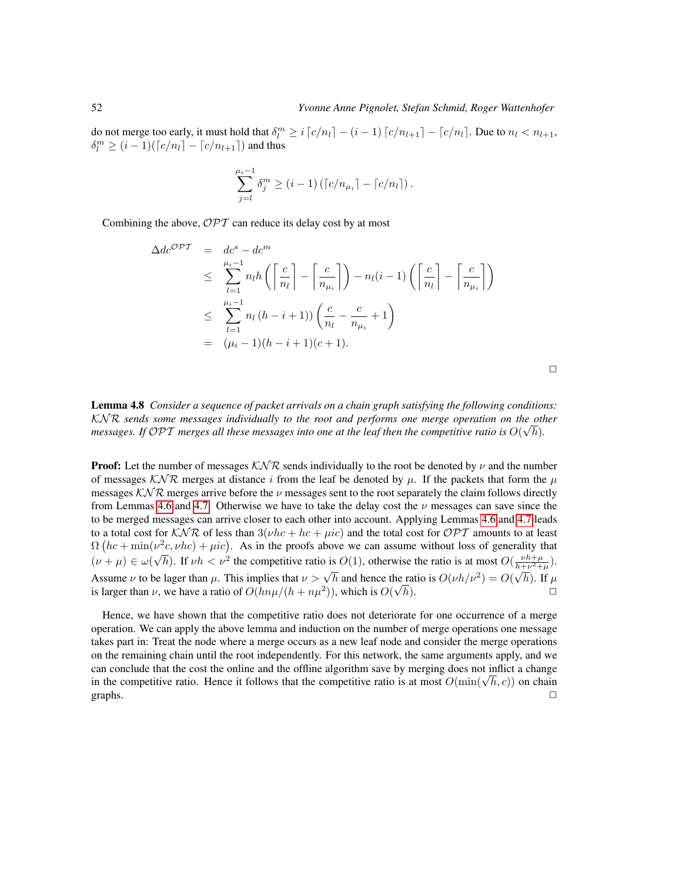do not merge too early, it must hold that $\delta_l^m \geq i\lceil c/n_l \rceil - (i-1)\lceil c/n_{l+1} \rceil - \lceil c/n_l \rceil$. Due to $n_l < n_{l+1}$, $\delta_l^m \geq (i-1)(\lceil c/n_l \rceil - \lceil c/n_{l+1} \rceil)$ and thus

$$\sum_{j=l}^{\mu_i - 1} \delta_j^m \geq (i-1)\left(\lceil c/n_{\mu_i} \rceil - \lceil c/n_l \rceil\right).$$

Combining the above, $\mathcal{OPT}$ can reduce its delay cost by at most

$$\begin{aligned}
\Delta dc^{\mathcal{OPT}} &= dc^s - dc^m \\
&\leq \sum_{l=1}^{\mu_i - 1} n_l h \left( \left\lceil \frac{c}{n_l} \right\rceil - \left\lceil \frac{c}{n_{\mu_i}} \right\rceil \right) - n_l(i-1)\left( \left\lceil \frac{c}{n_l} \right\rceil - \left\lceil \frac{c}{n_{\mu_i}} \right\rceil \right) \\
&\leq \sum_{l=1}^{\mu_i - 1} n_l \left(h - i + 1\right)\right) \left( \frac{c}{n_l} - \frac{c}{n_{\mu_i}} + 1 \right) \\
&= (\mu_i - 1)(h - i + 1)(c + 1).
\end{aligned}$$

□

**Lemma 4.8** *Consider a sequence of packet arrivals on a chain graph satisfying the following conditions: $\mathcal{KNR}$ sends some messages individually to the root and performs one merge operation on the other messages. If $\mathcal{OPT}$ merges all these messages into one at the leaf then the competitive ratio is $O(\sqrt{h})$.*

**Proof:** Let the number of messages $\mathcal{KNR}$ sends individually to the root be denoted by $\nu$ and the number of messages $\mathcal{KNR}$ merges at distance $i$ from the leaf be denoted by $\mu$. If the packets that form the $\mu$ messages $\mathcal{KNR}$ merges arrive before the $\nu$ messages sent to the root separately the claim follows directly from Lemmas 4.6 and 4.7. Otherwise we have to take the delay cost the $\nu$ messages can save since the to be merged messages can arrive closer to each other into account. Applying Lemmas 4.6 and 4.7 leads to a total cost for $\mathcal{KNR}$ of less than $3(\nu hc + hc + \mu ic)$ and the total cost for $\mathcal{OPT}$ amounts to at least $\Omega\left(hc + \min(\nu^2 c, \nu hc) + \mu ic\right)$. As in the proofs above we can assume without loss of generality that $(\nu + \mu) \in \omega(\sqrt{h})$. If $\nu h < \nu^2$ the competitive ratio is $O(1)$, otherwise the ratio is at most $O(\frac{\nu h + \mu}{h + \nu^2 + \mu})$. Assume $\nu$ to be lager than $\mu$. This implies that $\nu > \sqrt{h}$ and hence the ratio is $O(\nu h/\nu^2) = O(\sqrt{h})$. If $\mu$ is larger than $\nu$, we have a ratio of $O(hn\mu/(h + n\mu^2))$, which is $O(\sqrt{h})$. □

Hence, we have shown that the competitive ratio does not deteriorate for one occurrence of a merge operation. We can apply the above lemma and induction on the number of merge operations one message takes part in: Treat the node where a merge occurs as a new leaf node and consider the merge operations on the remaining chain until the root independently. For this network, the same arguments apply, and we can conclude that the cost the online and the offline algorithm save by merging does not inflict a change in the competitive ratio. Hence it follows that the competitive ratio is at most $O(\min(\sqrt{h}, c))$ on chain graphs. □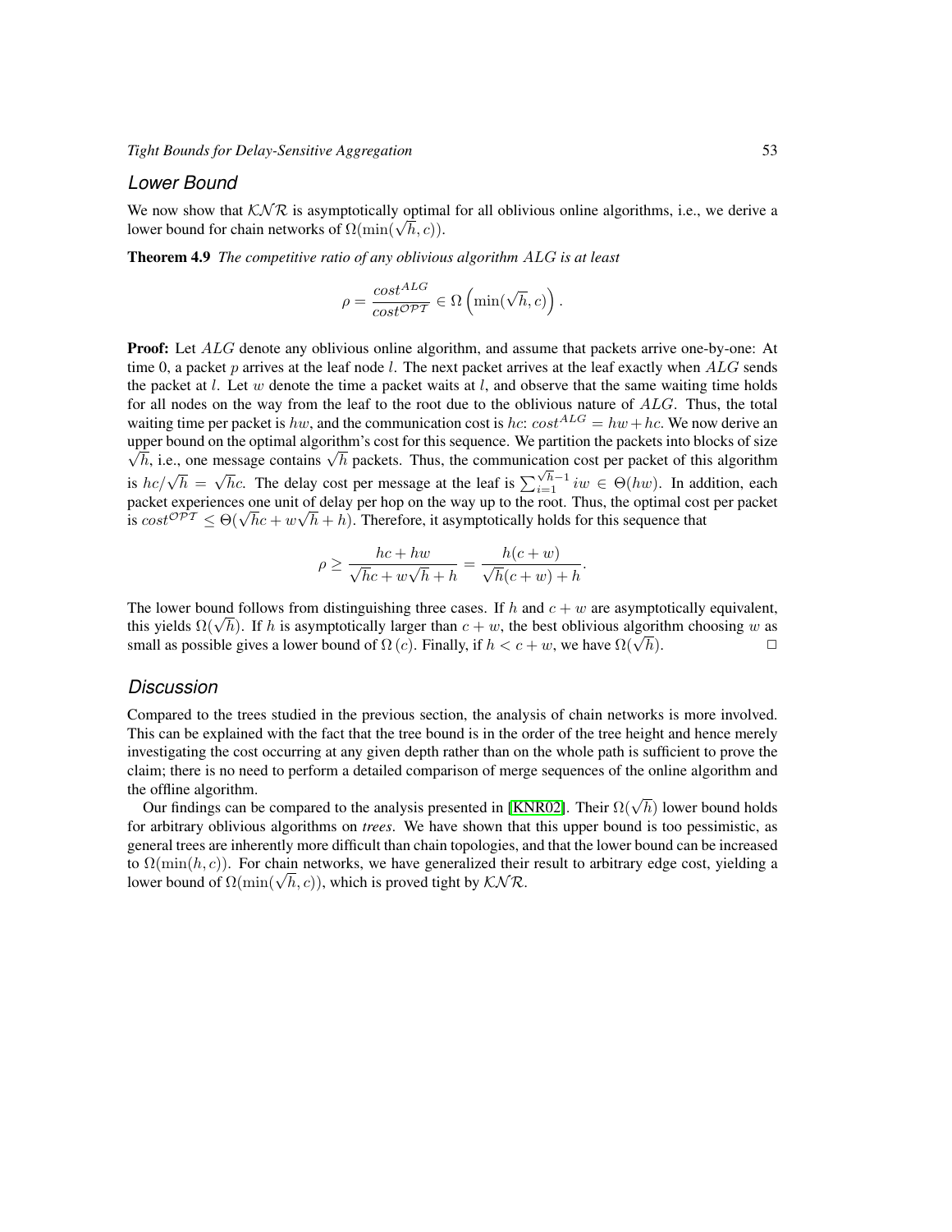### *Lower Bound*

We now show that $\mathcal{KNR}$ is asymptotically optimal for all oblivious online algorithms, i.e., we derive a lower bound for chain networks of $\Omega(\min(\sqrt{h}, c))$.

**Theorem 4.9** *The competitive ratio of any oblivious algorithm $ALG$ is at least*

$$\rho = \frac{cost^{ALG}}{cost^{\mathcal{OPT}}} \in \Omega\left(\min(\sqrt{h}, c)\right).$$

**Proof:** Let $ALG$ denote any oblivious online algorithm, and assume that packets arrive one-by-one: At time 0, a packet $p$ arrives at the leaf node $l$. The next packet arrives at the leaf exactly when $ALG$ sends the packet at $l$. Let $w$ denote the time a packet waits at $l$, and observe that the same waiting time holds for all nodes on the way from the leaf to the root due to the oblivious nature of $ALG$. Thus, the total waiting time per packet is $hw$, and the communication cost is $hc$: $cost^{ALG} = hw + hc$. We now derive an upper bound on the optimal algorithm's cost for this sequence. We partition the packets into blocks of size $\sqrt{h}$, i.e., one message contains $\sqrt{h}$ packets. Thus, the communication cost per packet of this algorithm is $hc/\sqrt{h} = \sqrt{h}c$. The delay cost per message at the leaf is $\sum_{i=1}^{\sqrt{h}-1} iw \in \Theta(hw)$. In addition, each packet experiences one unit of delay per hop on the way up to the root. Thus, the optimal cost per packet is $cost^{\mathcal{OPT}} \leq \Theta(\sqrt{h}c + w\sqrt{h} + h)$. Therefore, it asymptotically holds for this sequence that

$$\rho \geq \frac{hc + hw}{\sqrt{h}c + w\sqrt{h} + h} = \frac{h(c+w)}{\sqrt{h}(c+w) + h}.$$

The lower bound follows from distinguishing three cases. If $h$ and $c + w$ are asymptotically equivalent, this yields $\Omega(\sqrt{h})$. If $h$ is asymptotically larger than $c + w$, the best oblivious algorithm choosing $w$ as small as possible gives a lower bound of $\Omega(c)$. Finally, if $h < c + w$, we have $\Omega(\sqrt{h})$. $\square$

### *Discussion*

Compared to the trees studied in the previous section, the analysis of chain networks is more involved. This can be explained with the fact that the tree bound is in the order of the tree height and hence merely investigating the cost occurring at any given depth rather than on the whole path is sufficient to prove the claim; there is no need to perform a detailed comparison of merge sequences of the online algorithm and the offline algorithm.

Our findings can be compared to the analysis presented in [KNR02]. Their $\Omega(\sqrt{h})$ lower bound holds for arbitrary oblivious algorithms on *trees*. We have shown that this upper bound is too pessimistic, as general trees are inherently more difficult than chain topologies, and that the lower bound can be increased to $\Omega(\min(h, c))$. For chain networks, we have generalized their result to arbitrary edge cost, yielding a lower bound of $\Omega(\min(\sqrt{h}, c))$, which is proved tight by $\mathcal{KNR}$.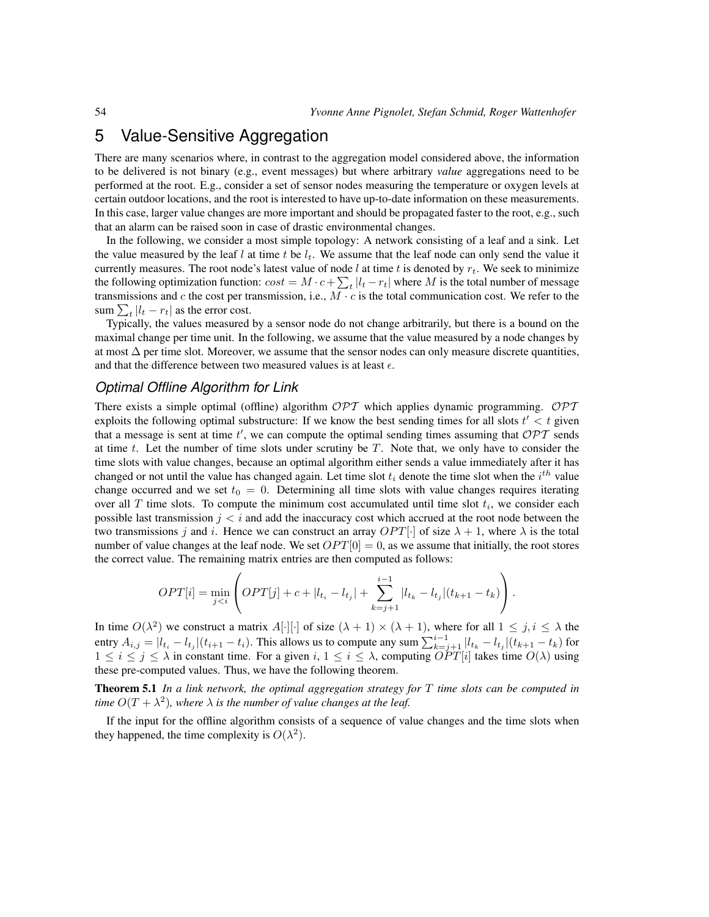# 5 Value-Sensitive Aggregation

There are many scenarios where, in contrast to the aggregation model considered above, the information to be delivered is not binary (e.g., event messages) but where arbitrary *value* aggregations need to be performed at the root. E.g., consider a set of sensor nodes measuring the temperature or oxygen levels at certain outdoor locations, and the root is interested to have up-to-date information on these measurements. In this case, larger value changes are more important and should be propagated faster to the root, e.g., such that an alarm can be raised soon in case of drastic environmental changes.

In the following, we consider a most simple topology: A network consisting of a leaf and a sink. Let the value measured by the leaf $l$ at time $t$ be $l_t$. We assume that the leaf node can only send the value it currently measures. The root node's latest value of node $l$ at time $t$ is denoted by $r_t$. We seek to minimize the following optimization function: $cost = M \cdot c + \sum_t |l_t - r_t|$ where $M$ is the total number of message transmissions and $c$ the cost per transmission, i.e., $M \cdot c$ is the total communication cost. We refer to the sum $\sum_t |l_t - r_t|$ as the error cost.

Typically, the values measured by a sensor node do not change arbitrarily, but there is a bound on the maximal change per time unit. In the following, we assume that the value measured by a node changes by at most $\Delta$ per time slot. Moreover, we assume that the sensor nodes can only measure discrete quantities, and that the difference between two measured values is at least $\epsilon$.

## Optimal Offline Algorithm for Link

There exists a simple optimal (offline) algorithm $\mathcal{OPT}$ which applies dynamic programming. $\mathcal{OPT}$ exploits the following optimal substructure: If we know the best sending times for all slots $t' < t$ given that a message is sent at time $t'$, we can compute the optimal sending times assuming that $\mathcal{OPT}$ sends at time $t$. Let the number of time slots under scrutiny be $T$. Note that, we only have to consider the time slots with value changes, because an optimal algorithm either sends a value immediately after it has changed or not until the value has changed again. Let time slot $t_i$ denote the time slot when the $i^{th}$ value change occurred and we set $t_0 = 0$. Determining all time slots with value changes requires iterating over all $T$ time slots. To compute the minimum cost accumulated until time slot $t_i$, we consider each possible last transmission $j < i$ and add the inaccuracy cost which accrued at the root node between the two transmissions $j$ and $i$. Hence we can construct an array $OPT[\cdot]$ of size $\lambda + 1$, where $\lambda$ is the total number of value changes at the leaf node. We set $OPT[0] = 0$, as we assume that initially, the root stores the correct value. The remaining matrix entries are then computed as follows:

$$OPT[i] = \min_{j<i} \left( OPT[j] + c + |l_{t_i} - l_{t_j}| + \sum_{k=j+1}^{i-1} |l_{t_k} - l_{t_j}|(t_{k+1} - t_k) \right).$$

In time $O(\lambda^2)$ we construct a matrix $A[\cdot][\cdot]$ of size $(\lambda + 1) \times (\lambda + 1)$, where for all $1 \leq j, i \leq \lambda$ the entry $A_{i,j} = |l_{t_i} - l_{t_j}|(t_{i+1} - t_i)$. This allows us to compute any sum $\sum_{k=j+1}^{i-1} |l_{t_k} - l_{t_j}|(t_{k+1} - t_k)$ for $1 \leq i \leq j \leq \lambda$ in constant time. For a given $i$, $1 \leq i \leq \lambda$, computing $OPT[i]$ takes time $O(\lambda)$ using these pre-computed values. Thus, we have the following theorem.

**Theorem 5.1** *In a link network, the optimal aggregation strategy for $T$ time slots can be computed in time $O(T + \lambda^2)$, where $\lambda$ is the number of value changes at the leaf.*

If the input for the offline algorithm consists of a sequence of value changes and the time slots when they happened, the time complexity is $O(\lambda^2)$.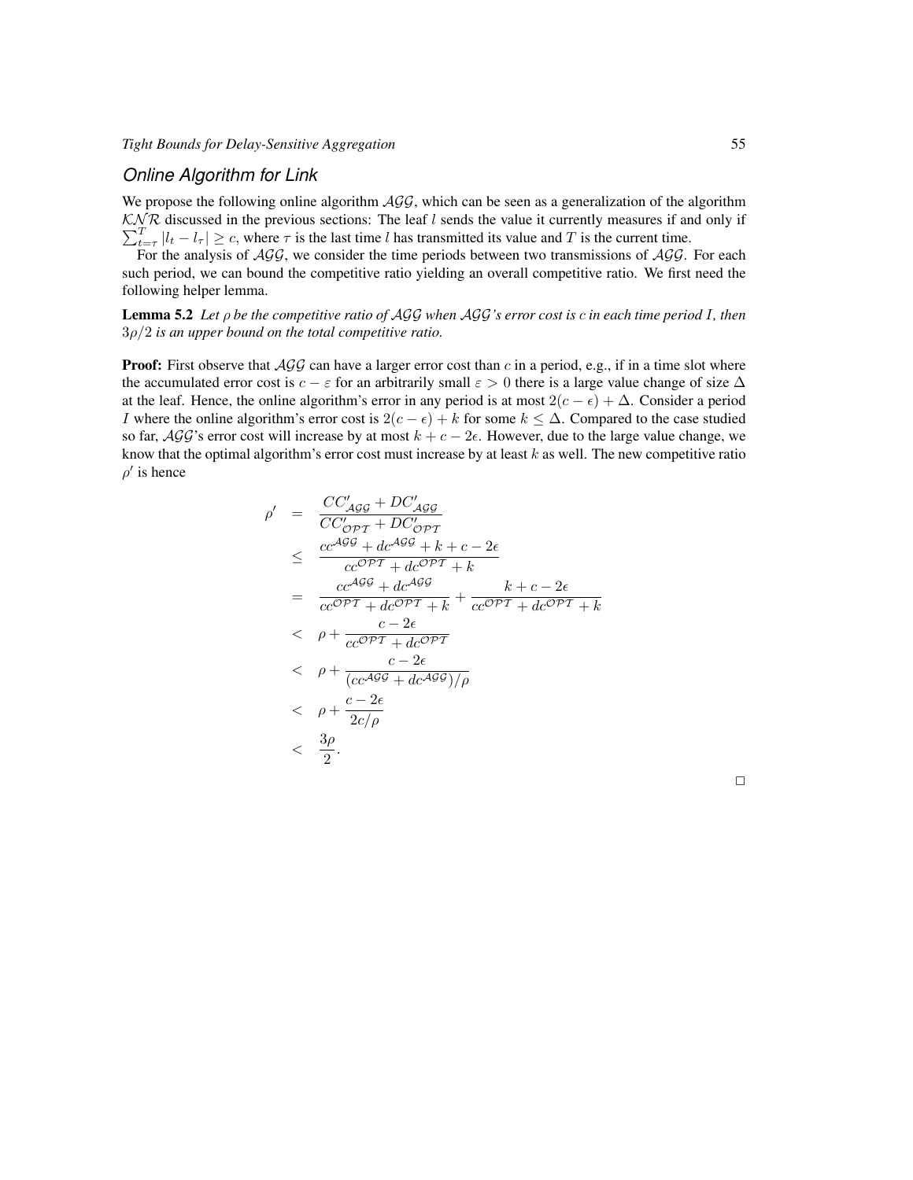### Online Algorithm for Link

We propose the following online algorithm $\mathcal{AGG}$, which can be seen as a generalization of the algorithm $\mathcal{KNR}$ discussed in the previous sections: The leaf $l$ sends the value it currently measures if and only if $\sum_{t=\tau}^{T} |l_t - l_\tau| \geq c$, where $\tau$ is the last time $l$ has transmitted its value and $T$ is the current time.

For the analysis of $\mathcal{AGG}$, we consider the time periods between two transmissions of $\mathcal{AGG}$. For each such period, we can bound the competitive ratio yielding an overall competitive ratio. We first need the following helper lemma.

**Lemma 5.2** *Let $\rho$ be the competitive ratio of $\mathcal{AGG}$ when $\mathcal{AGG}$'s error cost is $c$ in each time period $I$, then $3\rho/2$ is an upper bound on the total competitive ratio.*

**Proof:** First observe that $\mathcal{AGG}$ can have a larger error cost than $c$ in a period, e.g., if in a time slot where the accumulated error cost is $c - \varepsilon$ for an arbitrarily small $\varepsilon > 0$ there is a large value change of size $\Delta$ at the leaf. Hence, the online algorithm's error in any period is at most $2(c - \epsilon) + \Delta$. Consider a period $I$ where the online algorithm's error cost is $2(c - \epsilon) + k$ for some $k \leq \Delta$. Compared to the case studied so far, $\mathcal{AGG}$'s error cost will increase by at most $k + c - 2\epsilon$. However, due to the large value change, we know that the optimal algorithm's error cost must increase by at least $k$ as well. The new competitive ratio $\rho'$ is hence

$$
\begin{aligned}
\rho' &= \frac{CC'_{\mathcal{AGG}} + DC'_{\mathcal{AGG}}}{CC'_{\mathcal{OPT}} + DC'_{\mathcal{OPT}}} \\
&\leq \frac{cc^{\mathcal{AGG}} + dc^{\mathcal{AGG}} + k + c - 2\epsilon}{cc^{\mathcal{OPT}} + dc^{\mathcal{OPT}} + k} \\
&= \frac{cc^{\mathcal{AGG}} + dc^{\mathcal{AGG}}}{cc^{\mathcal{OPT}} + dc^{\mathcal{OPT}} + k} + \frac{k + c - 2\epsilon}{cc^{\mathcal{OPT}} + dc^{\mathcal{OPT}} + k} \\
&< \rho + \frac{c - 2\epsilon}{cc^{\mathcal{OPT}} + dc^{\mathcal{OPT}}} \\
&< \rho + \frac{c - 2\epsilon}{(cc^{\mathcal{AGG}} + dc^{\mathcal{AGG}})/\rho} \\
&< \rho + \frac{c - 2\epsilon}{2c/\rho} \\
&< \frac{3\rho}{2}.
\end{aligned}
$$

□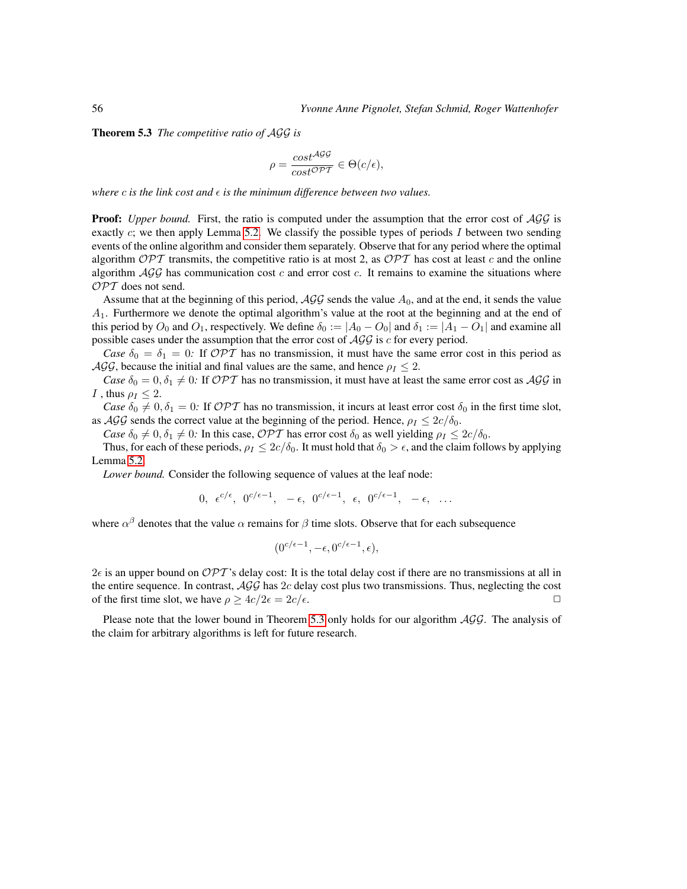**Theorem 5.3** *The competitive ratio of $\mathcal{AGG}$ is*

$$\rho = \frac{cost^{\mathcal{AGG}}}{cost^{\mathcal{OPT}}} \in \Theta(c/\epsilon),$$

*where $c$ is the link cost and $\epsilon$ is the minimum difference between two values.*

**Proof:** *Upper bound.* First, the ratio is computed under the assumption that the error cost of $\mathcal{AGG}$ is exactly $c$; we then apply Lemma 5.2. We classify the possible types of periods $I$ between two sending events of the online algorithm and consider them separately. Observe that for any period where the optimal algorithm $\mathcal{OPT}$ transmits, the competitive ratio is at most 2, as $\mathcal{OPT}$ has cost at least $c$ and the online algorithm $\mathcal{AGG}$ has communication cost $c$ and error cost $c$. It remains to examine the situations where $\mathcal{OPT}$ does not send.

Assume that at the beginning of this period, $\mathcal{AGG}$ sends the value $A_0$, and at the end, it sends the value $A_1$. Furthermore we denote the optimal algorithm's value at the root at the beginning and at the end of this period by $O_0$ and $O_1$, respectively. We define $\delta_0 := |A_0 - O_0|$ and $\delta_1 := |A_1 - O_1|$ and examine all possible cases under the assumption that the error cost of $\mathcal{AGG}$ is $c$ for every period.

*Case $\delta_0 = \delta_1 = 0$:* If $\mathcal{OPT}$ has no transmission, it must have the same error cost in this period as $\mathcal{AGG}$, because the initial and final values are the same, and hence $\rho_I \leq 2$.

*Case $\delta_0 = 0, \delta_1 \neq 0$:* If $\mathcal{OPT}$ has no transmission, it must have at least the same error cost as $\mathcal{AGG}$ in $I$ , thus $\rho_I \leq 2$.

*Case $\delta_0 \neq 0, \delta_1 = 0$:* If $\mathcal{OPT}$ has no transmission, it incurs at least error cost $\delta_0$ in the first time slot, as $\mathcal{AGG}$ sends the correct value at the beginning of the period. Hence, $\rho_I \leq 2c/\delta_0$.

*Case $\delta_0 \neq 0, \delta_1 \neq 0$:* In this case, $\mathcal{OPT}$ has error cost $\delta_0$ as well yielding $\rho_I \leq 2c/\delta_0$.

Thus, for each of these periods, $\rho_I \leq 2c/\delta_0$. It must hold that $\delta_0 > \epsilon$, and the claim follows by applying Lemma 5.2.

*Lower bound.* Consider the following sequence of values at the leaf node:

$$0,\ \epsilon^{c/\epsilon},\ 0^{c/\epsilon-1},\ -\epsilon,\ 0^{c/\epsilon-1},\ \epsilon,\ 0^{c/\epsilon-1},\ -\epsilon,\ \ldots$$

where $\alpha^{\beta}$ denotes that the value $\alpha$ remains for $\beta$ time slots. Observe that for each subsequence

$$(0^{c/\epsilon-1}, -\epsilon, 0^{c/\epsilon-1}, \epsilon),$$

$2\epsilon$ is an upper bound on $\mathcal{OPT}$'s delay cost: It is the total delay cost if there are no transmissions at all in the entire sequence. In contrast, $\mathcal{AGG}$ has $2c$ delay cost plus two transmissions. Thus, neglecting the cost of the first time slot, we have $\rho \geq 4c/2\epsilon = 2c/\epsilon$. □

Please note that the lower bound in Theorem 5.3 only holds for our algorithm $\mathcal{AGG}$. The analysis of the claim for arbitrary algorithms is left for future research.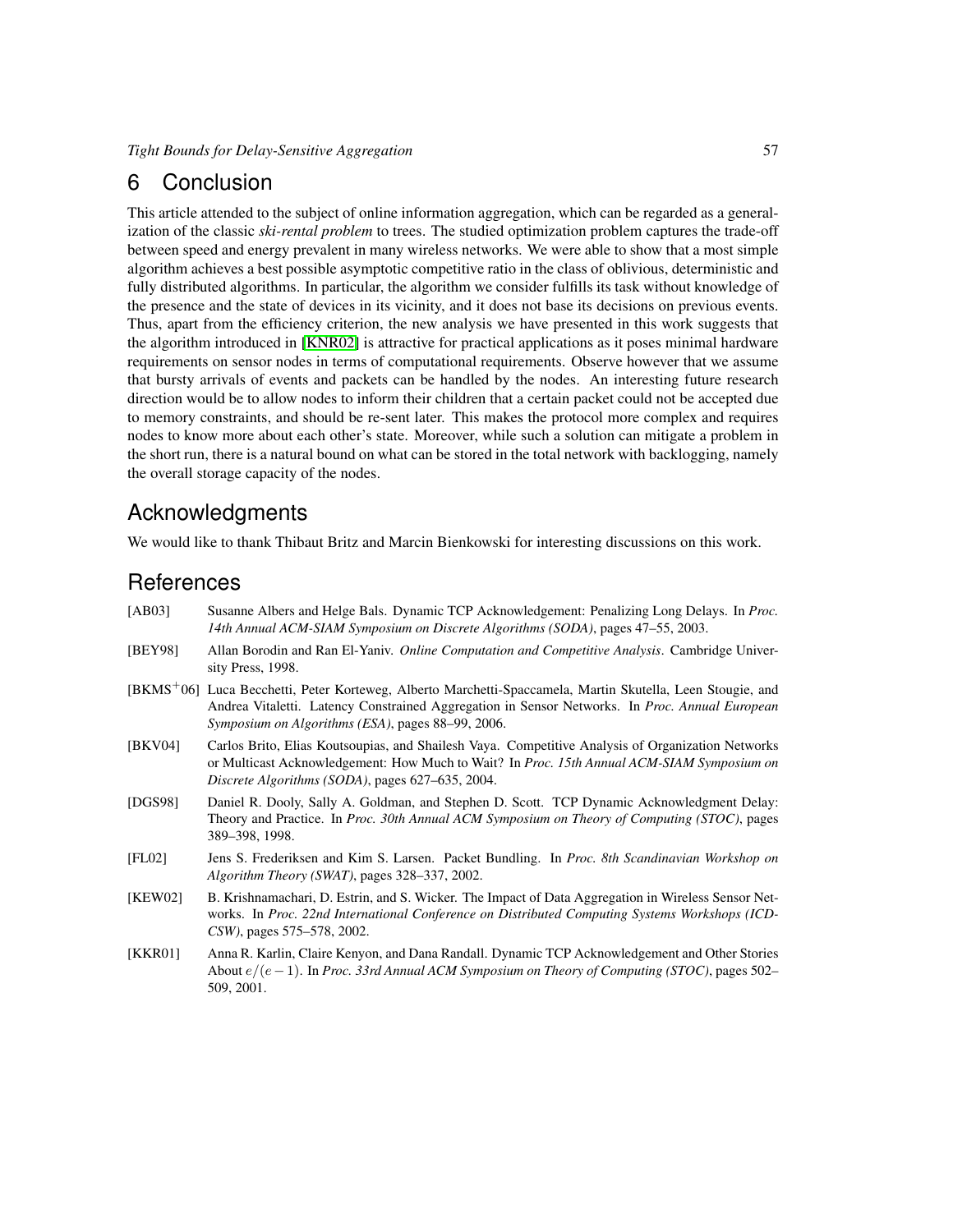## 6 Conclusion

This article attended to the subject of online information aggregation, which can be regarded as a generalization of the classic *ski-rental problem* to trees. The studied optimization problem captures the trade-off between speed and energy prevalent in many wireless networks. We were able to show that a most simple algorithm achieves a best possible asymptotic competitive ratio in the class of oblivious, deterministic and fully distributed algorithms. In particular, the algorithm we consider fulfills its task without knowledge of the presence and the state of devices in its vicinity, and it does not base its decisions on previous events. Thus, apart from the efficiency criterion, the new analysis we have presented in this work suggests that the algorithm introduced in [KNR02] is attractive for practical applications as it poses minimal hardware requirements on sensor nodes in terms of computational requirements. Observe however that we assume that bursty arrivals of events and packets can be handled by the nodes. An interesting future research direction would be to allow nodes to inform their children that a certain packet could not be accepted due to memory constraints, and should be re-sent later. This makes the protocol more complex and requires nodes to know more about each other's state. Moreover, while such a solution can mitigate a problem in the short run, there is a natural bound on what can be stored in the total network with backlogging, namely the overall storage capacity of the nodes.

## Acknowledgments

We would like to thank Thibaut Britz and Marcin Bienkowski for interesting discussions on this work.

## References

[AB03] Susanne Albers and Helge Bals. Dynamic TCP Acknowledgement: Penalizing Long Delays. In *Proc. 14th Annual ACM-SIAM Symposium on Discrete Algorithms (SODA)*, pages 47–55, 2003.

[BEY98] Allan Borodin and Ran El-Yaniv. *Online Computation and Competitive Analysis*. Cambridge University Press, 1998.

[BKMS+06] Luca Becchetti, Peter Korteweg, Alberto Marchetti-Spaccamela, Martin Skutella, Leen Stougie, and Andrea Vitaletti. Latency Constrained Aggregation in Sensor Networks. In *Proc. Annual European Symposium on Algorithms (ESA)*, pages 88–99, 2006.

[BKV04] Carlos Brito, Elias Koutsoupias, and Shailesh Vaya. Competitive Analysis of Organization Networks or Multicast Acknowledgement: How Much to Wait? In *Proc. 15th Annual ACM-SIAM Symposium on Discrete Algorithms (SODA)*, pages 627–635, 2004.

[DGS98] Daniel R. Dooly, Sally A. Goldman, and Stephen D. Scott. TCP Dynamic Acknowledgment Delay: Theory and Practice. In *Proc. 30th Annual ACM Symposium on Theory of Computing (STOC)*, pages 389–398, 1998.

[FL02] Jens S. Frederiksen and Kim S. Larsen. Packet Bundling. In *Proc. 8th Scandinavian Workshop on Algorithm Theory (SWAT)*, pages 328–337, 2002.

[KEW02] B. Krishnamachari, D. Estrin, and S. Wicker. The Impact of Data Aggregation in Wireless Sensor Networks. In *Proc. 22nd International Conference on Distributed Computing Systems Workshops (ICDCSW)*, pages 575–578, 2002.

[KKR01] Anna R. Karlin, Claire Kenyon, and Dana Randall. Dynamic TCP Acknowledgement and Other Stories About $e/(e-1)$. In *Proc. 33rd Annual ACM Symposium on Theory of Computing (STOC)*, pages 502–509, 2001.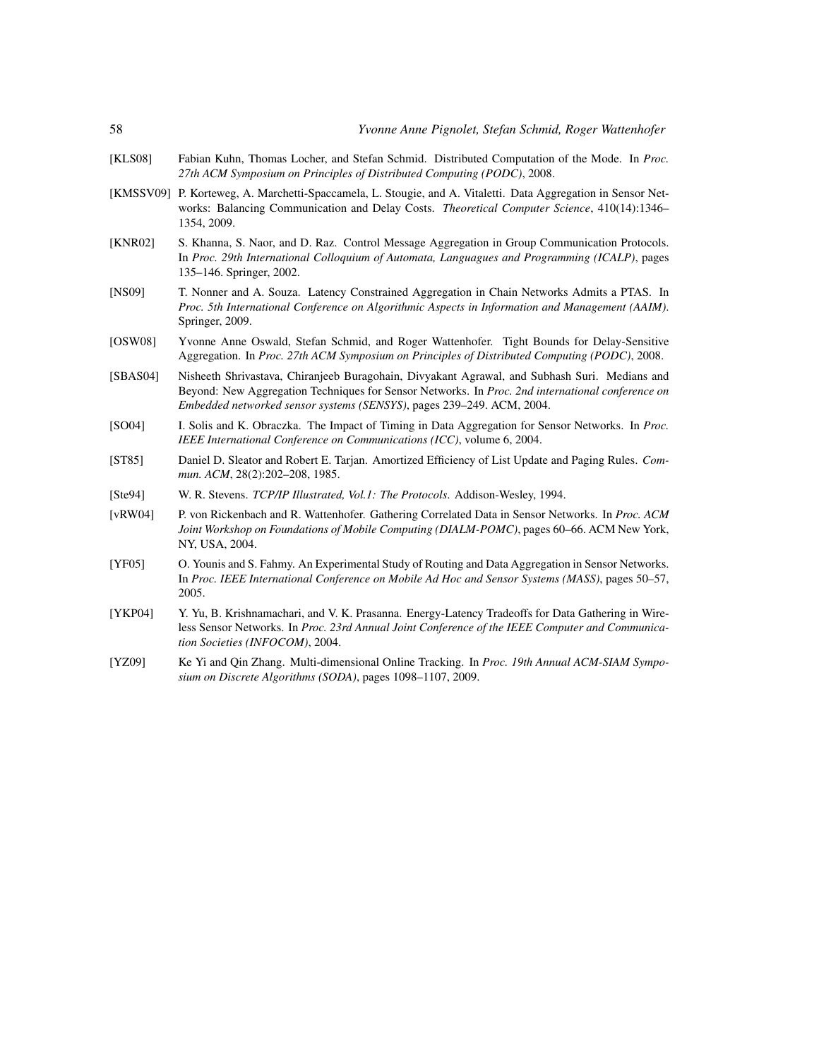[KLS08] Fabian Kuhn, Thomas Locher, and Stefan Schmid. Distributed Computation of the Mode. In *Proc. 27th ACM Symposium on Principles of Distributed Computing (PODC)*, 2008.

[KMSSV09] P. Korteweg, A. Marchetti-Spaccamela, L. Stougie, and A. Vitaletti. Data Aggregation in Sensor Networks: Balancing Communication and Delay Costs. *Theoretical Computer Science*, 410(14):1346–1354, 2009.

[KNR02] S. Khanna, S. Naor, and D. Raz. Control Message Aggregation in Group Communication Protocols. In *Proc. 29th International Colloquium of Automata, Languagues and Programming (ICALP)*, pages 135–146. Springer, 2002.

[NS09] T. Nonner and A. Souza. Latency Constrained Aggregation in Chain Networks Admits a PTAS. In *Proc. 5th International Conference on Algorithmic Aspects in Information and Management (AAIM)*. Springer, 2009.

[OSW08] Yvonne Anne Oswald, Stefan Schmid, and Roger Wattenhofer. Tight Bounds for Delay-Sensitive Aggregation. In *Proc. 27th ACM Symposium on Principles of Distributed Computing (PODC)*, 2008.

[SBAS04] Nisheeth Shrivastava, Chiranjeeb Buragohain, Divyakant Agrawal, and Subhash Suri. Medians and Beyond: New Aggregation Techniques for Sensor Networks. In *Proc. 2nd international conference on Embedded networked sensor systems (SENSYS)*, pages 239–249. ACM, 2004.

[SO04] I. Solis and K. Obraczka. The Impact of Timing in Data Aggregation for Sensor Networks. In *Proc. IEEE International Conference on Communications (ICC)*, volume 6, 2004.

[ST85] Daniel D. Sleator and Robert E. Tarjan. Amortized Efficiency of List Update and Paging Rules. *Commun. ACM*, 28(2):202–208, 1985.

[Ste94] W. R. Stevens. *TCP/IP Illustrated, Vol.1: The Protocols*. Addison-Wesley, 1994.

[vRW04] P. von Rickenbach and R. Wattenhofer. Gathering Correlated Data in Sensor Networks. In *Proc. ACM Joint Workshop on Foundations of Mobile Computing (DIALM-POMC)*, pages 60–66. ACM New York, NY, USA, 2004.

[YF05] O. Younis and S. Fahmy. An Experimental Study of Routing and Data Aggregation in Sensor Networks. In *Proc. IEEE International Conference on Mobile Ad Hoc and Sensor Systems (MASS)*, pages 50–57, 2005.

[YKP04] Y. Yu, B. Krishnamachari, and V. K. Prasanna. Energy-Latency Tradeoffs for Data Gathering in Wireless Sensor Networks. In *Proc. 23rd Annual Joint Conference of the IEEE Computer and Communication Societies (INFOCOM)*, 2004.

[YZ09] Ke Yi and Qin Zhang. Multi-dimensional Online Tracking. In *Proc. 19th Annual ACM-SIAM Symposium on Discrete Algorithms (SODA)*, pages 1098–1107, 2009.